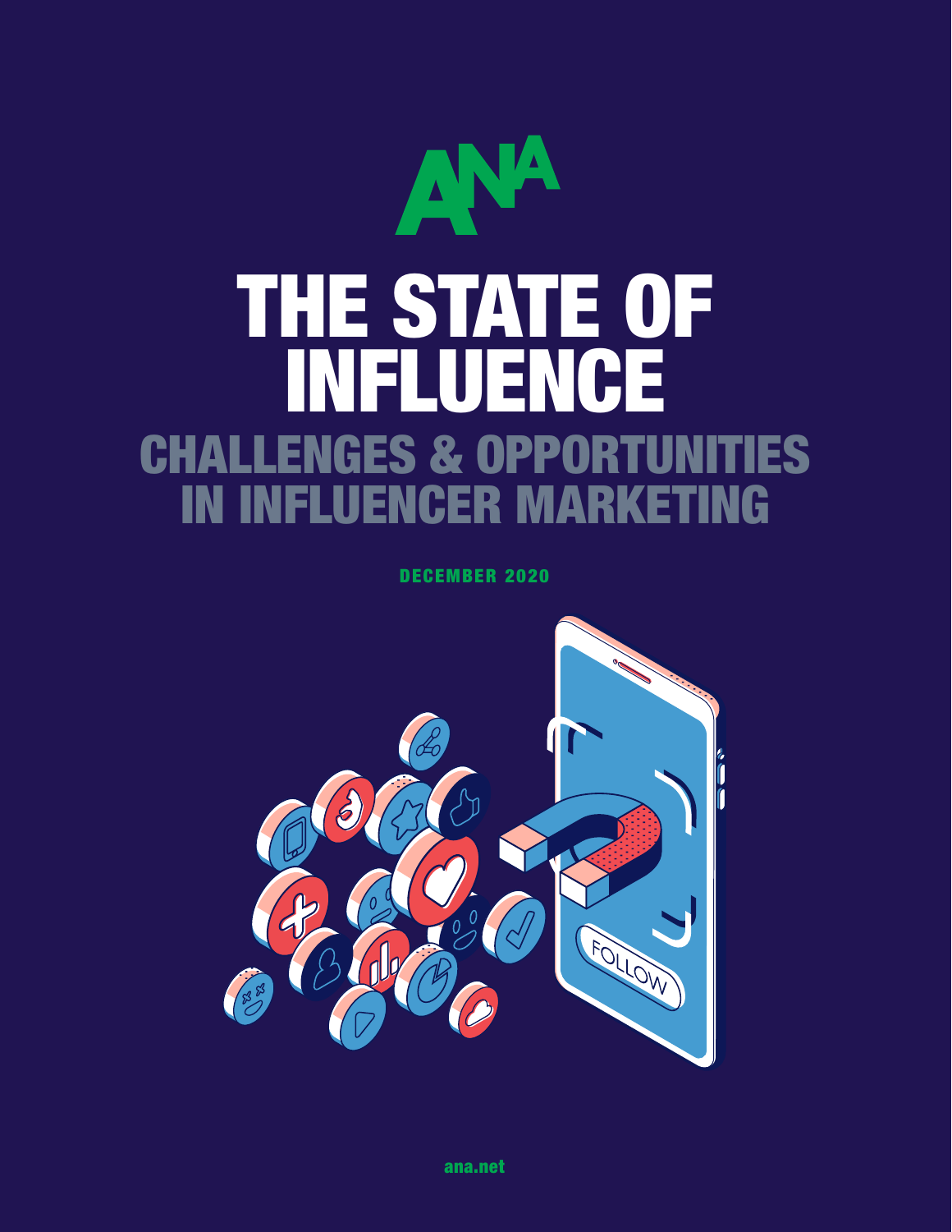ANA

# THE STATE OF INFLUENCE

## CHALLENGES & OPPORTUNITIES IN INFLUENCER MARKETING

DECEMBER 2020

ana.net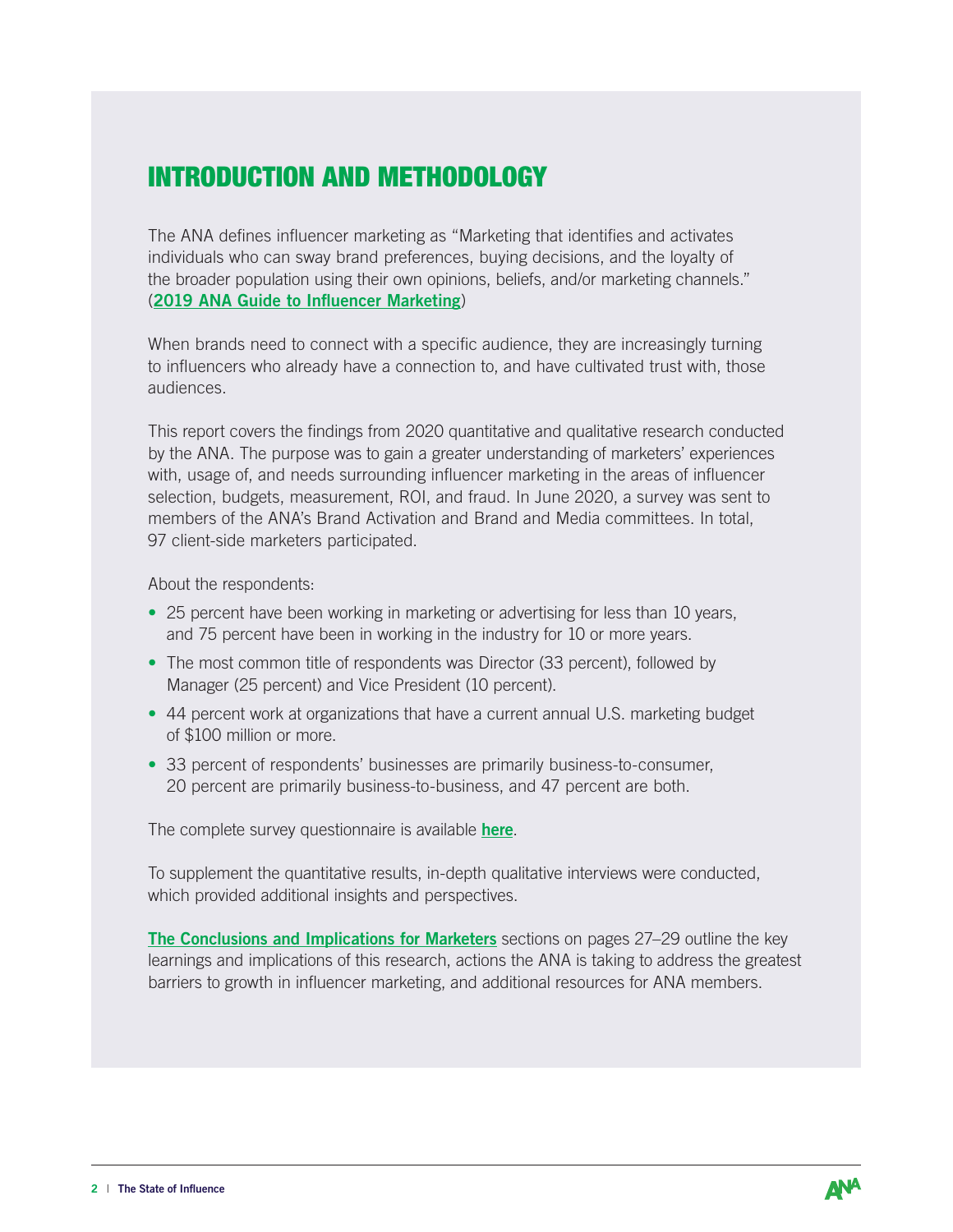# INTRODUCTION AND METHODOLOGY

The ANA defines influencer marketing as "Marketing that identifies and activates individuals who can sway brand preferences, buying decisions, and the loyalty of the broader population using their own opinions, beliefs, and/or marketing channels." (**2019 ANA Guide to Influencer Marketing**)

When brands need to connect with a specific audience, they are increasingly turning to influencers who already have a connection to, and have cultivated trust with, those audiences.

This report covers the findings from 2020 quantitative and qualitative research conducted by the ANA. The purpose was to gain a greater understanding of marketers' experiences with, usage of, and needs surrounding influencer marketing in the areas of influencer selection, budgets, measurement, ROI, and fraud. In June 2020, a survey was sent to members of the ANA's Brand Activation and Brand and Media committees. In total, 97 client-side marketers participated.

About the respondents:

- 25 percent have been working in marketing or advertising for less than 10 years, and 75 percent have been in working in the industry for 10 or more years.
- The most common title of respondents was Director (33 percent), followed by Manager (25 percent) and Vice President (10 percent).
- 44 percent work at organizations that have a current annual U.S. marketing budget of $100 million or more.
- 33 percent of respondents' businesses are primarily business-to-consumer, 20 percent are primarily business-to-business, and 47 percent are both.

The complete survey questionnaire is available **here**.

To supplement the quantitative results, in-depth qualitative interviews were conducted, which provided additional insights and perspectives.

**The Conclusions and Implications for Marketers** sections on pages 27–29 outline the key learnings and implications of this research, actions the ANA is taking to address the greatest barriers to growth in influencer marketing, and additional resources for ANA members.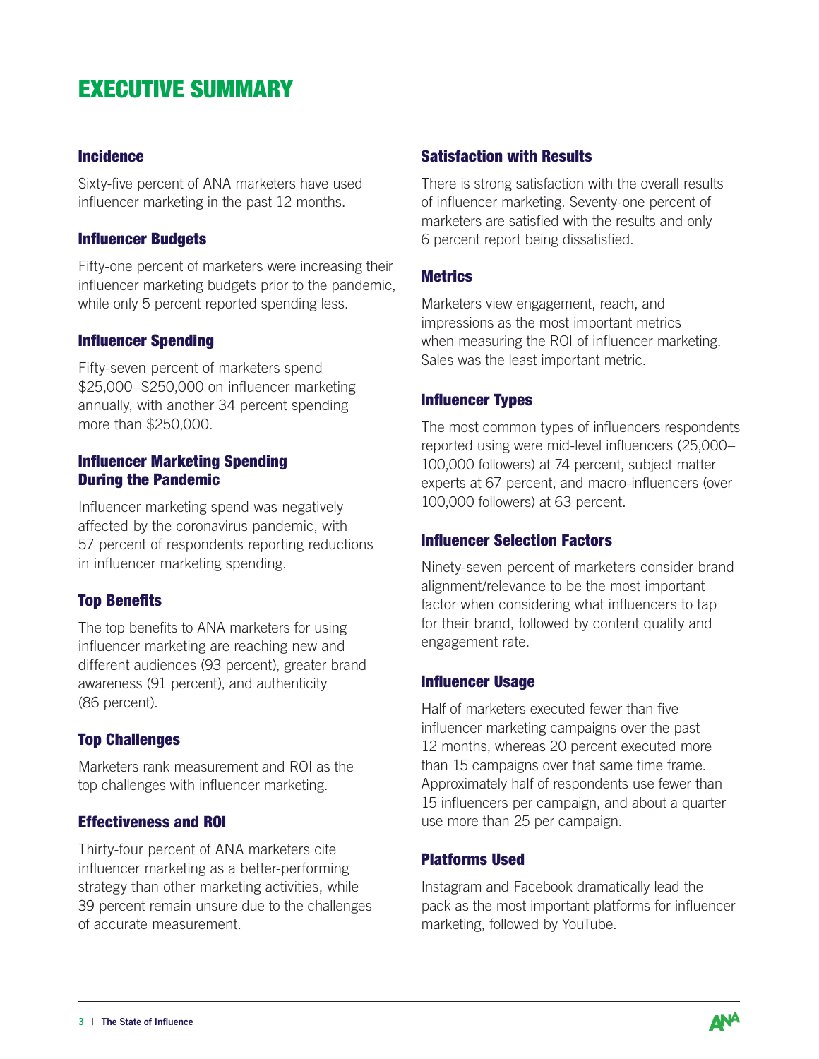# EXECUTIVE SUMMARY

### Incidence

Sixty-five percent of ANA marketers have used influencer marketing in the past 12 months.

### Influencer Budgets

Fifty-one percent of marketers were increasing their influencer marketing budgets prior to the pandemic, while only 5 percent reported spending less.

### Influencer Spending

Fifty-seven percent of marketers spend $25,000–$250,000 on influencer marketing annually, with another 34 percent spending more than $250,000.

### Influencer Marketing Spending During the Pandemic

Influencer marketing spend was negatively affected by the coronavirus pandemic, with 57 percent of respondents reporting reductions in influencer marketing spending.

### Top Benefits

The top benefits to ANA marketers for using influencer marketing are reaching new and different audiences (93 percent), greater brand awareness (91 percent), and authenticity (86 percent).

### Top Challenges

Marketers rank measurement and ROI as the top challenges with influencer marketing.

### Effectiveness and ROI

Thirty-four percent of ANA marketers cite influencer marketing as a better-performing strategy than other marketing activities, while 39 percent remain unsure due to the challenges of accurate measurement.

### Satisfaction with Results

There is strong satisfaction with the overall results of influencer marketing. Seventy-one percent of marketers are satisfied with the results and only 6 percent report being dissatisfied.

### Metrics

Marketers view engagement, reach, and impressions as the most important metrics when measuring the ROI of influencer marketing. Sales was the least important metric.

### Influencer Types

The most common types of influencers respondents reported using were mid-level influencers (25,000–100,000 followers) at 74 percent, subject matter experts at 67 percent, and macro-influencers (over 100,000 followers) at 63 percent.

### Influencer Selection Factors

Ninety-seven percent of marketers consider brand alignment/relevance to be the most important factor when considering what influencers to tap for their brand, followed by content quality and engagement rate.

### Influencer Usage

Half of marketers executed fewer than five influencer marketing campaigns over the past 12 months, whereas 20 percent executed more than 15 campaigns over that same time frame. Approximately half of respondents use fewer than 15 influencers per campaign, and about a quarter use more than 25 per campaign.

### Platforms Used

Instagram and Facebook dramatically lead the pack as the most important platforms for influencer marketing, followed by YouTube.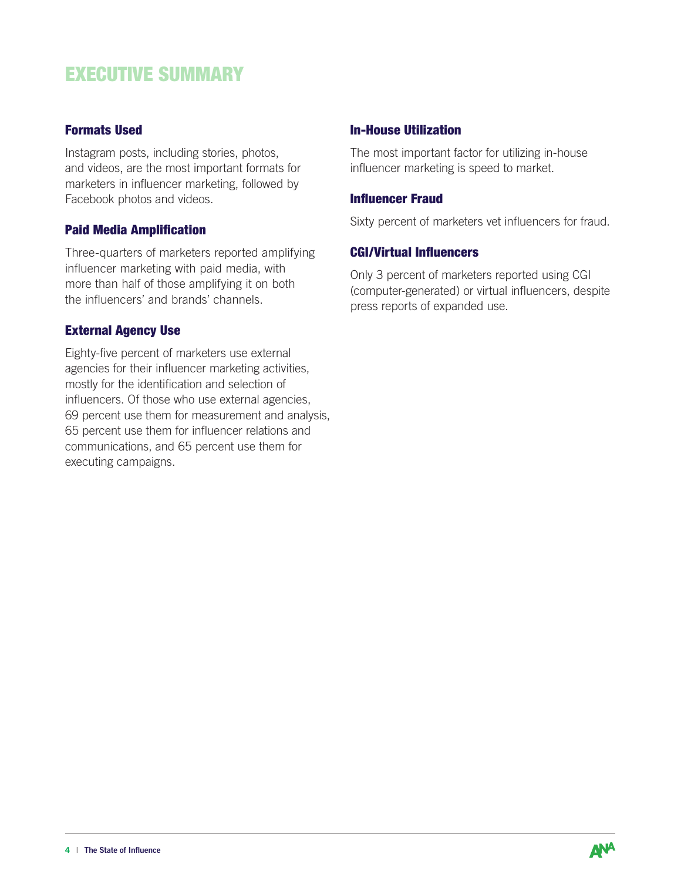# EXECUTIVE SUMMARY

### Formats Used

Instagram posts, including stories, photos, and videos, are the most important formats for marketers in influencer marketing, followed by Facebook photos and videos.

### Paid Media Amplification

Three-quarters of marketers reported amplifying influencer marketing with paid media, with more than half of those amplifying it on both the influencers' and brands' channels.

### External Agency Use

Eighty-five percent of marketers use external agencies for their influencer marketing activities, mostly for the identification and selection of influencers. Of those who use external agencies, 69 percent use them for measurement and analysis, 65 percent use them for influencer relations and communications, and 65 percent use them for executing campaigns.

### In-House Utilization

The most important factor for utilizing in-house influencer marketing is speed to market.

### Influencer Fraud

Sixty percent of marketers vet influencers for fraud.

### CGI/Virtual Influencers

Only 3 percent of marketers reported using CGI (computer-generated) or virtual influencers, despite press reports of expanded use.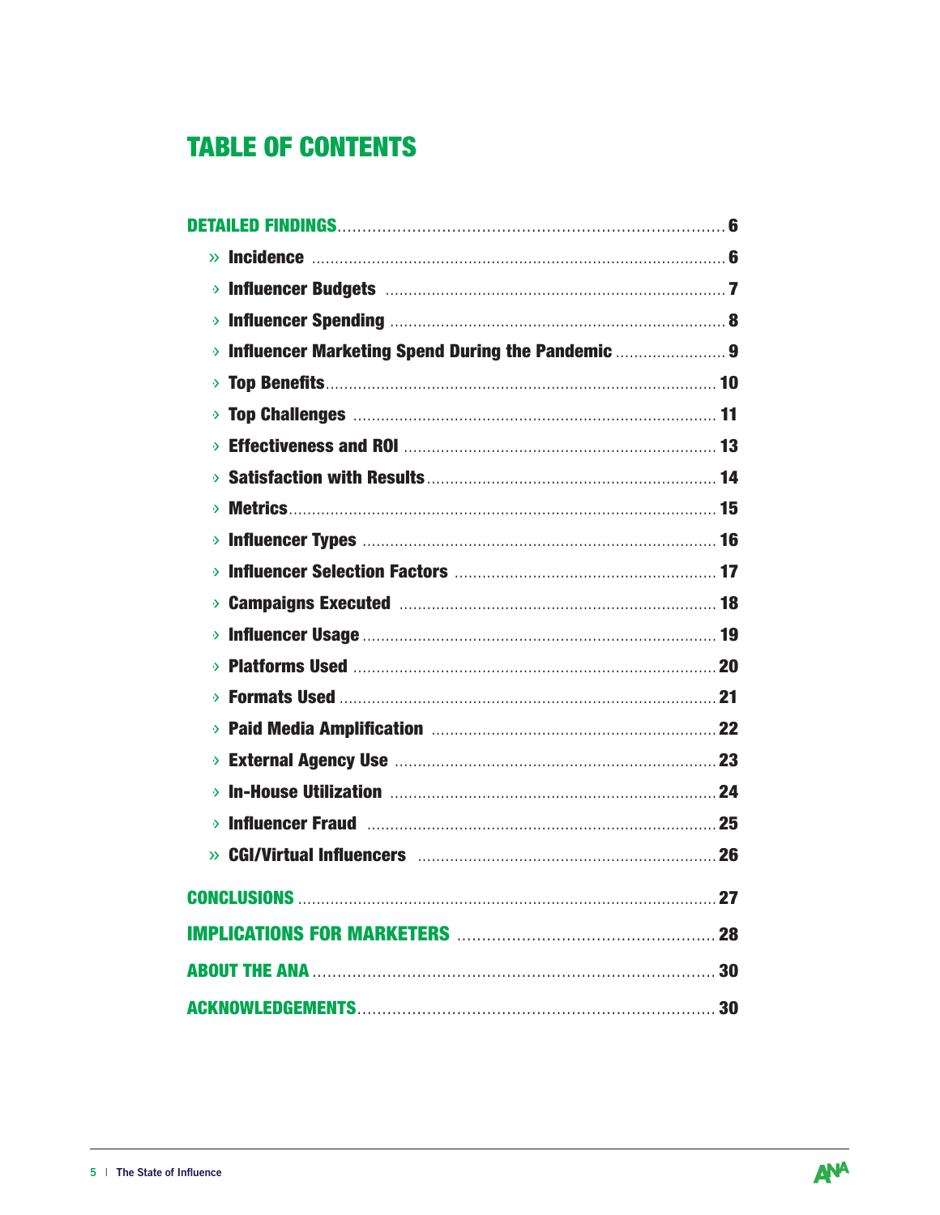# TABLE OF CONTENTS

**DETAILED FINDINGS** ... 6

- **Incidence** ... 6
- **Influencer Budgets** ... 7
- **Influencer Spending** ... 8
- **Influencer Marketing Spend During the Pandemic** ... 9
- **Top Benefits** ... 10
- **Top Challenges** ... 11
- **Effectiveness and ROI** ... 13
- **Satisfaction with Results** ... 14
- **Metrics** ... 15
- **Influencer Types** ... 16
- **Influencer Selection Factors** ... 17
- **Campaigns Executed** ... 18
- **Influencer Usage** ... 19
- **Platforms Used** ... 20
- **Formats Used** ... 21
- **Paid Media Amplification** ... 22
- **External Agency Use** ... 23
- **In-House Utilization** ... 24
- **Influencer Fraud** ... 25
- **CGI/Virtual Influencers** ... 26

**CONCLUSIONS** ... 27

**IMPLICATIONS FOR MARKETERS** ... 28

**ABOUT THE ANA** ... 30

**ACKNOWLEDGEMENTS** ... 30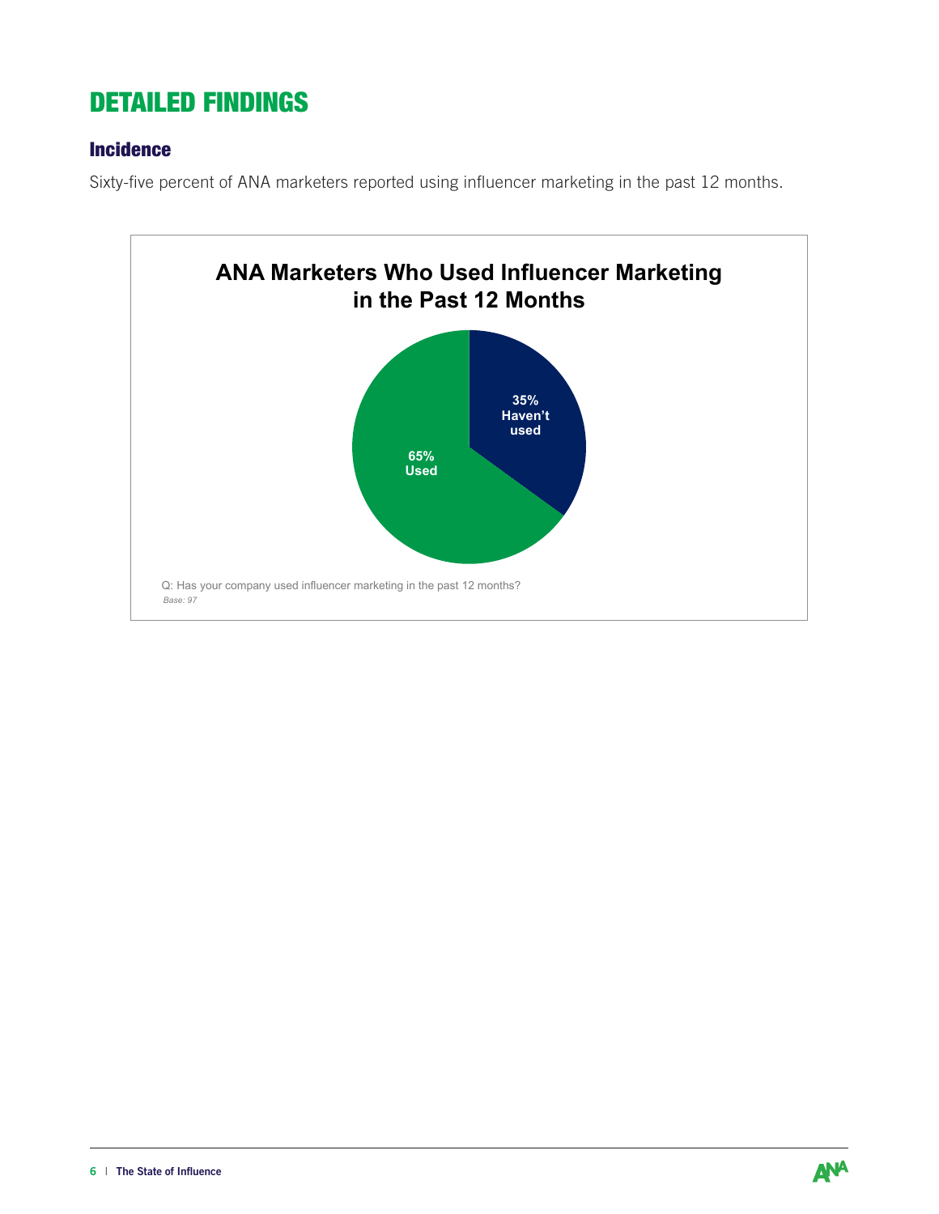# DETAILED FINDINGS

## Incidence

Sixty-five percent of ANA marketers reported using influencer marketing in the past 12 months.

**ANA Marketers Who Used Influencer Marketing in the Past 12 Months**

35% Haven't used

65% Used

Q: Has your company used influencer marketing in the past 12 months?

*Base: 97*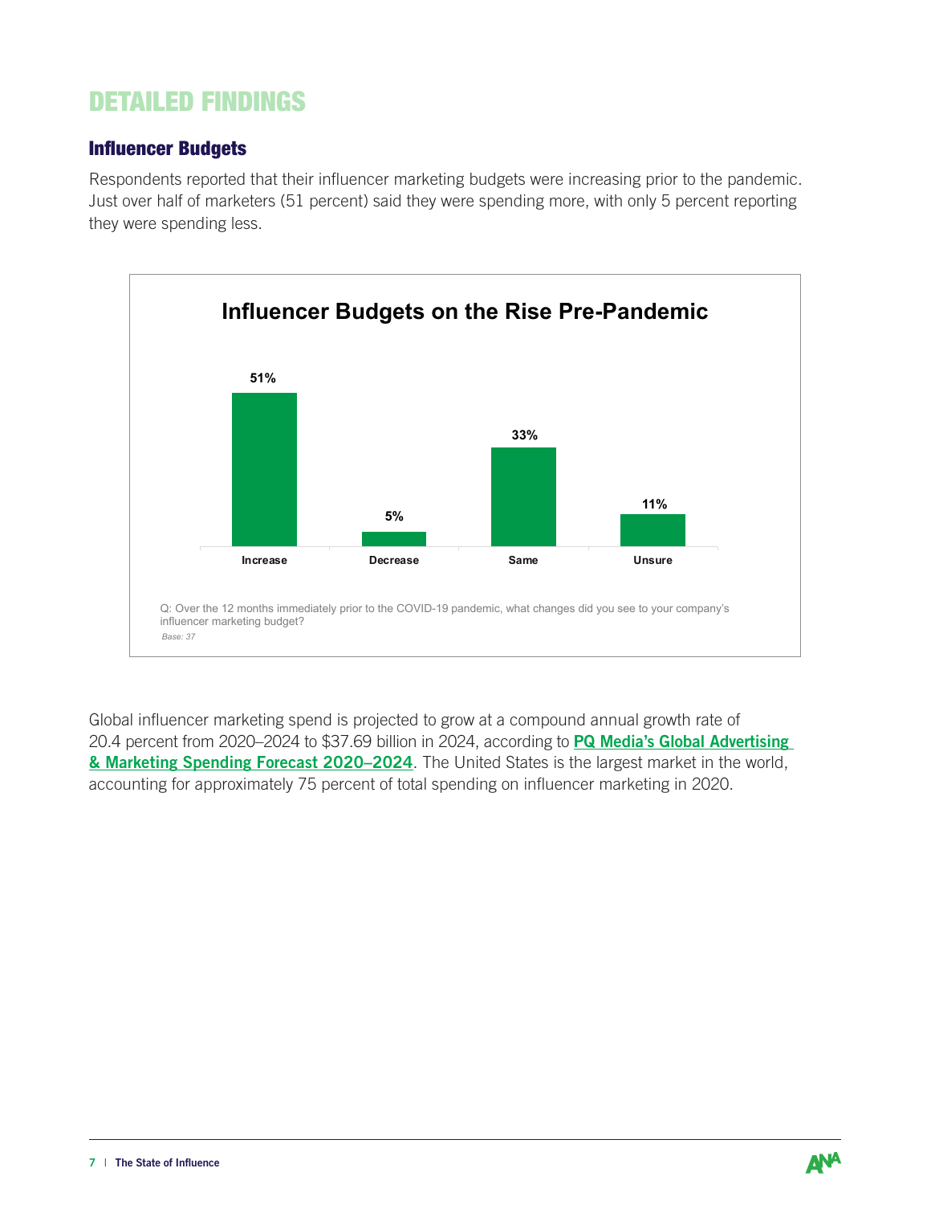# DETAILED FINDINGS

## Influencer Budgets

Respondents reported that their influencer marketing budgets were increasing prior to the pandemic. Just over half of marketers (51 percent) said they were spending more, with only 5 percent reporting they were spending less.

**Influencer Budgets on the Rise Pre-Pandemic**

| Increase | Decrease | Same | Unsure |
|---|---|---|---|
| 51% | 5% | 33% | 11% |

Q: Over the 12 months immediately prior to the COVID-19 pandemic, what changes did you see to your company's influencer marketing budget?

*Base: 37*

Global influencer marketing spend is projected to grow at a compound annual growth rate of 20.4 percent from 2020–2024 to $37.69 billion in 2024, according to **PQ Media's Global Advertising & Marketing Spending Forecast 2020–2024**. The United States is the largest market in the world, accounting for approximately 75 percent of total spending on influencer marketing in 2020.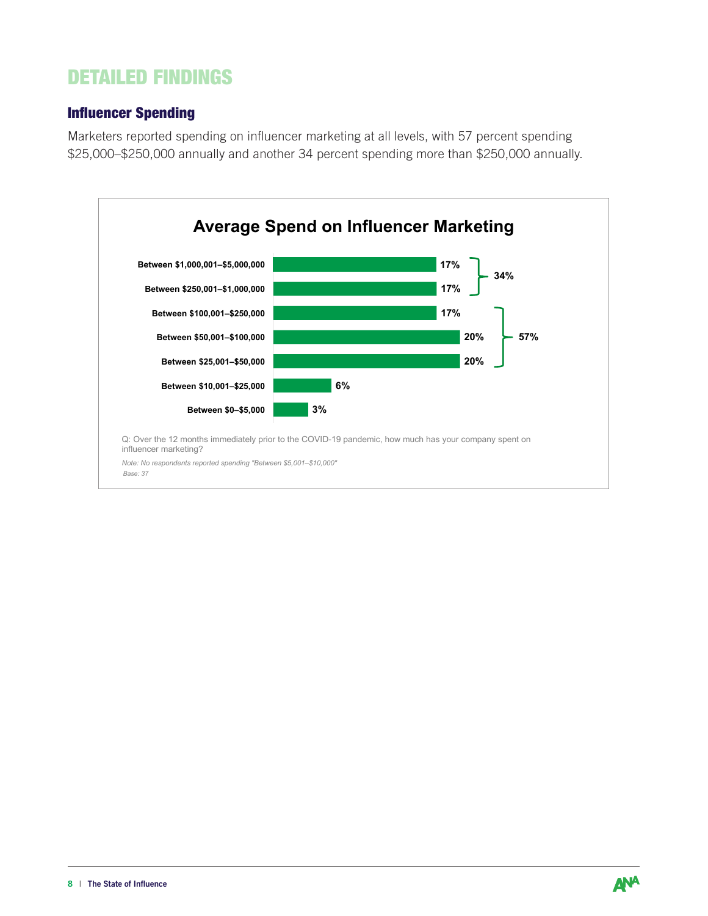# DETAILED FINDINGS

## Influencer Spending

Marketers reported spending on influencer marketing at all levels, with 57 percent spending $25,000–$250,000 annually and another 34 percent spending more than $250,000 annually.

### Average Spend on Influencer Marketing

| Spend | Percent | Group |
|---|---|---|
| Between $1,000,001–$5,000,000 | 17% | 34% |
| Between $250,001–$1,000,000 | 17% | |
| Between $100,001–$250,000 | 17% | 57% |
| Between $50,001–$100,000 | 20% | |
| Between $25,001–$50,000 | 20% | |
| Between $10,001–$25,000 | 6% | |
| Between $0–$5,000 | 3% | |

Q: Over the 12 months immediately prior to the COVID-19 pandemic, how much has your company spent on influencer marketing?

*Note: No respondents reported spending "Between $5,001–$10,000"*

*Base: 37*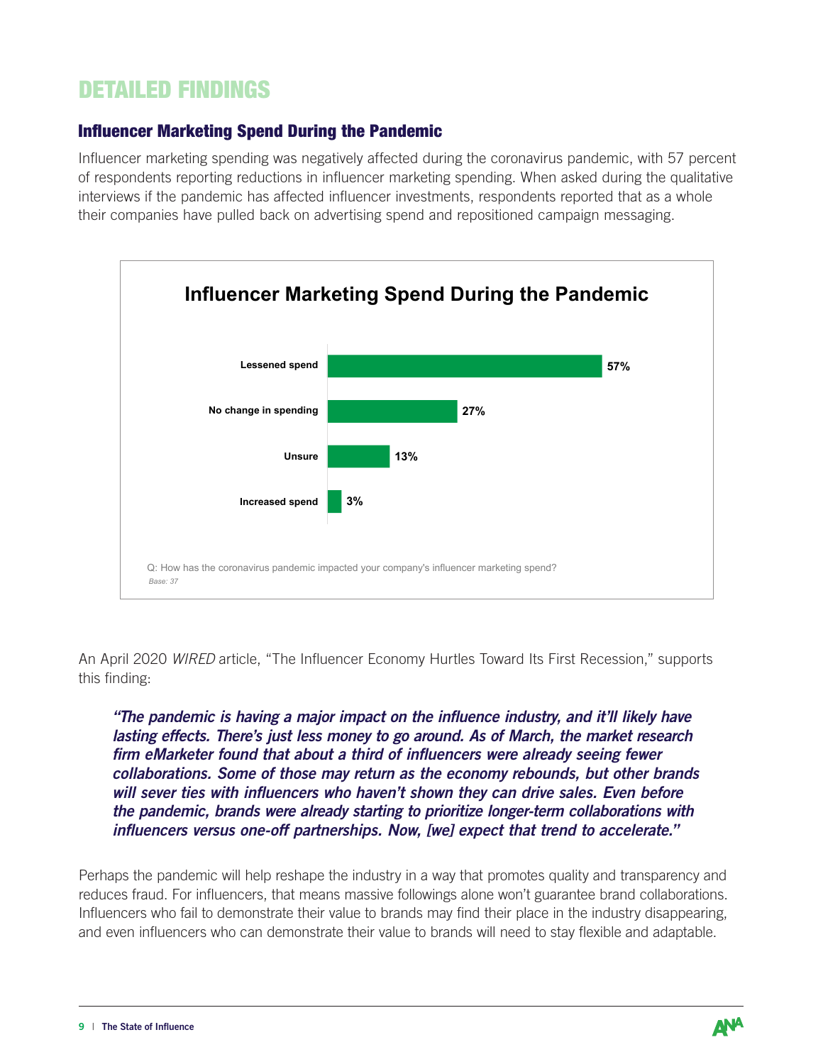# DETAILED FINDINGS

## Influencer Marketing Spend During the Pandemic

Influencer marketing spending was negatively affected during the coronavirus pandemic, with 57 percent of respondents reporting reductions in influencer marketing spending. When asked during the qualitative interviews if the pandemic has affected influencer investments, respondents reported that as a whole their companies have pulled back on advertising spend and repositioned campaign messaging.

**Influencer Marketing Spend During the Pandemic**

| Response | Percent |
| --- | --- |
| Lessened spend | 57% |
| No change in spending | 27% |
| Unsure | 13% |
| Increased spend | 3% |

Q: How has the coronavirus pandemic impacted your company's influencer marketing spend?

*Base: 37*

An April 2020 *WIRED* article, "The Influencer Economy Hurtles Toward Its First Recession," supports this finding:

> ***"The pandemic is having a major impact on the influence industry, and it'll likely have lasting effects. There's just less money to go around. As of March, the market research firm eMarketer found that about a third of influencers were already seeing fewer collaborations. Some of those may return as the economy rebounds, but other brands will sever ties with influencers who haven't shown they can drive sales. Even before the pandemic, brands were already starting to prioritize longer-term collaborations with influencers versus one-off partnerships. Now, [we] expect that trend to accelerate."***

Perhaps the pandemic will help reshape the industry in a way that promotes quality and transparency and reduces fraud. For influencers, that means massive followings alone won't guarantee brand collaborations. Influencers who fail to demonstrate their value to brands may find their place in the industry disappearing, and even influencers who can demonstrate their value to brands will need to stay flexible and adaptable.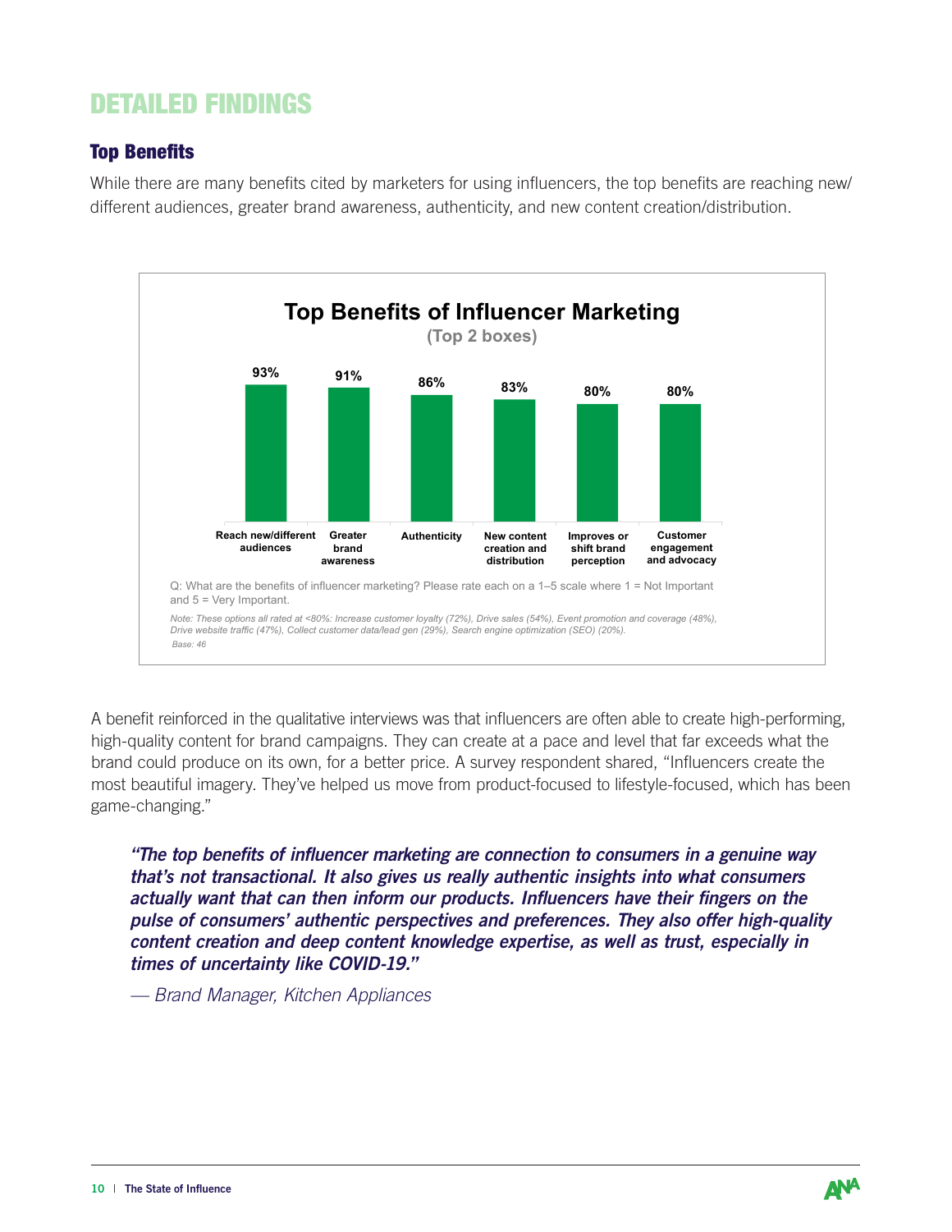# DETAILED FINDINGS

## Top Benefits

While there are many benefits cited by marketers for using influencers, the top benefits are reaching new/different audiences, greater brand awareness, authenticity, and new content creation/distribution.

**Top Benefits of Influencer Marketing**
**(Top 2 boxes)**

| Benefit | % |
|---|---|
| Reach new/different audiences | 93% |
| Greater brand awareness | 91% |
| Authenticity | 86% |
| New content creation and distribution | 83% |
| Improves or shift brand perception | 80% |
| Customer engagement and advocacy | 80% |

Q: What are the benefits of influencer marketing? Please rate each on a 1–5 scale where 1 = Not Important and 5 = Very Important.

*Note: These options all rated at <80%: Increase customer loyalty (72%), Drive sales (54%), Event promotion and coverage (48%), Drive website traffic (47%), Collect customer data/lead gen (29%), Search engine optimization (SEO) (20%).*

*Base: 46*

A benefit reinforced in the qualitative interviews was that influencers are often able to create high-performing, high-quality content for brand campaigns. They can create at a pace and level that far exceeds what the brand could produce on its own, for a better price. A survey respondent shared, "Influencers create the most beautiful imagery. They've helped us move from product-focused to lifestyle-focused, which has been game-changing."

> ***"The top benefits of influencer marketing are connection to consumers in a genuine way that's not transactional. It also gives us really authentic insights into what consumers actually want that can then inform our products. Influencers have their fingers on the pulse of consumers' authentic perspectives and preferences. They also offer high-quality content creation and deep content knowledge expertise, as well as trust, especially in times of uncertainty like COVID-19."***
>
> *— Brand Manager, Kitchen Appliances*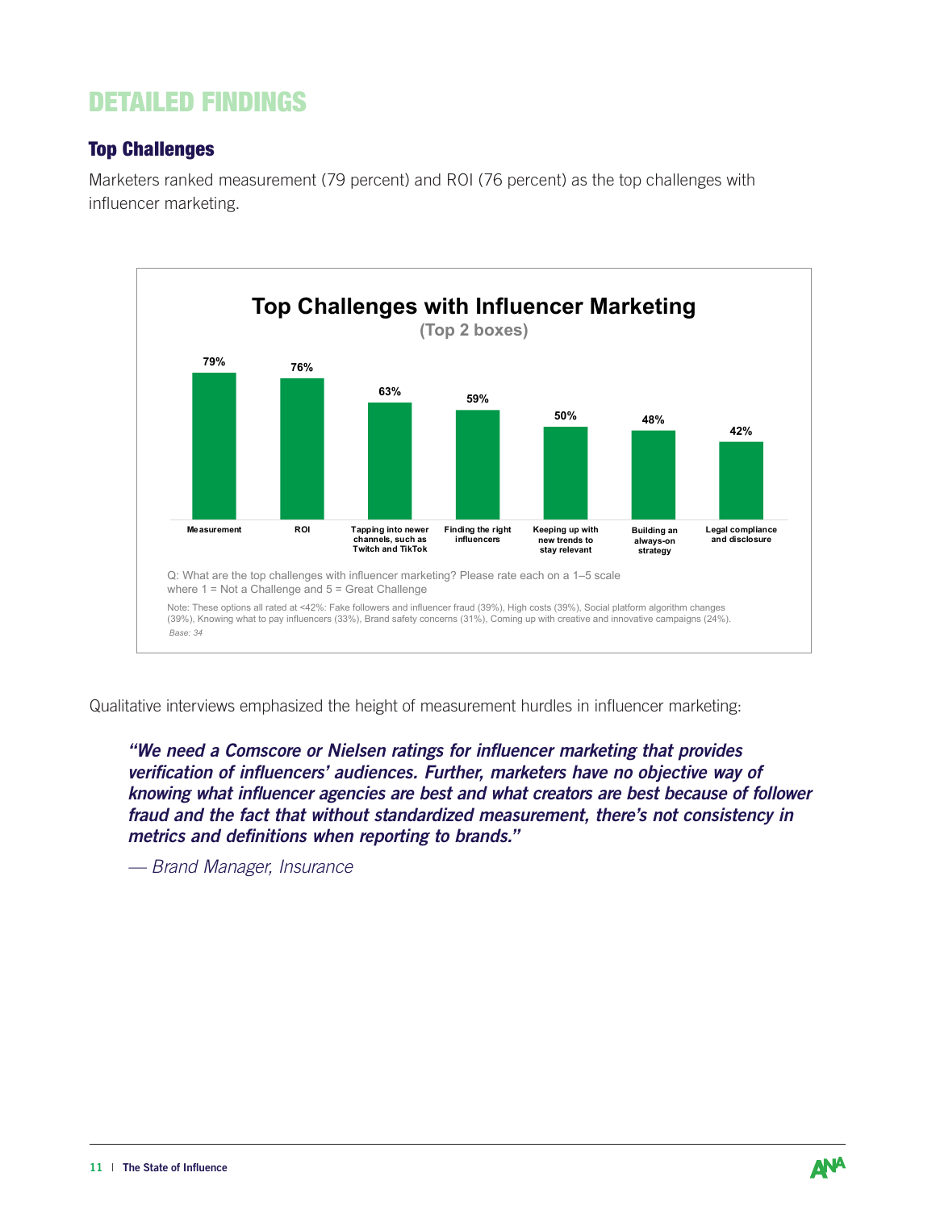# DETAILED FINDINGS

## Top Challenges

Marketers ranked measurement (79 percent) and ROI (76 percent) as the top challenges with influencer marketing.

**Top Challenges with Influencer Marketing**
**(Top 2 boxes)**

| Challenge | Percent |
|---|---|
| Measurement | 79% |
| ROI | 76% |
| Tapping into newer channels, such as Twitch and TikTok | 63% |
| Finding the right influencers | 59% |
| Keeping up with new trends to stay relevant | 50% |
| Building an always-on strategy | 48% |
| Legal compliance and disclosure | 42% |

Q: What are the top challenges with influencer marketing? Please rate each on a 1–5 scale where 1 = Not a Challenge and 5 = Great Challenge

Note: These options all rated at <42%: Fake followers and influencer fraud (39%), High costs (39%), Social platform algorithm changes (39%), Knowing what to pay influencers (33%), Brand safety concerns (31%), Coming up with creative and innovative campaigns (24%).

*Base: 34*

Qualitative interviews emphasized the height of measurement hurdles in influencer marketing:

> ***"We need a Comscore or Nielsen ratings for influencer marketing that provides verification of influencers' audiences. Further, marketers have no objective way of knowing what influencer agencies are best and what creators are best because of follower fraud and the fact that without standardized measurement, there's not consistency in metrics and definitions when reporting to brands."***
>
> *— Brand Manager, Insurance*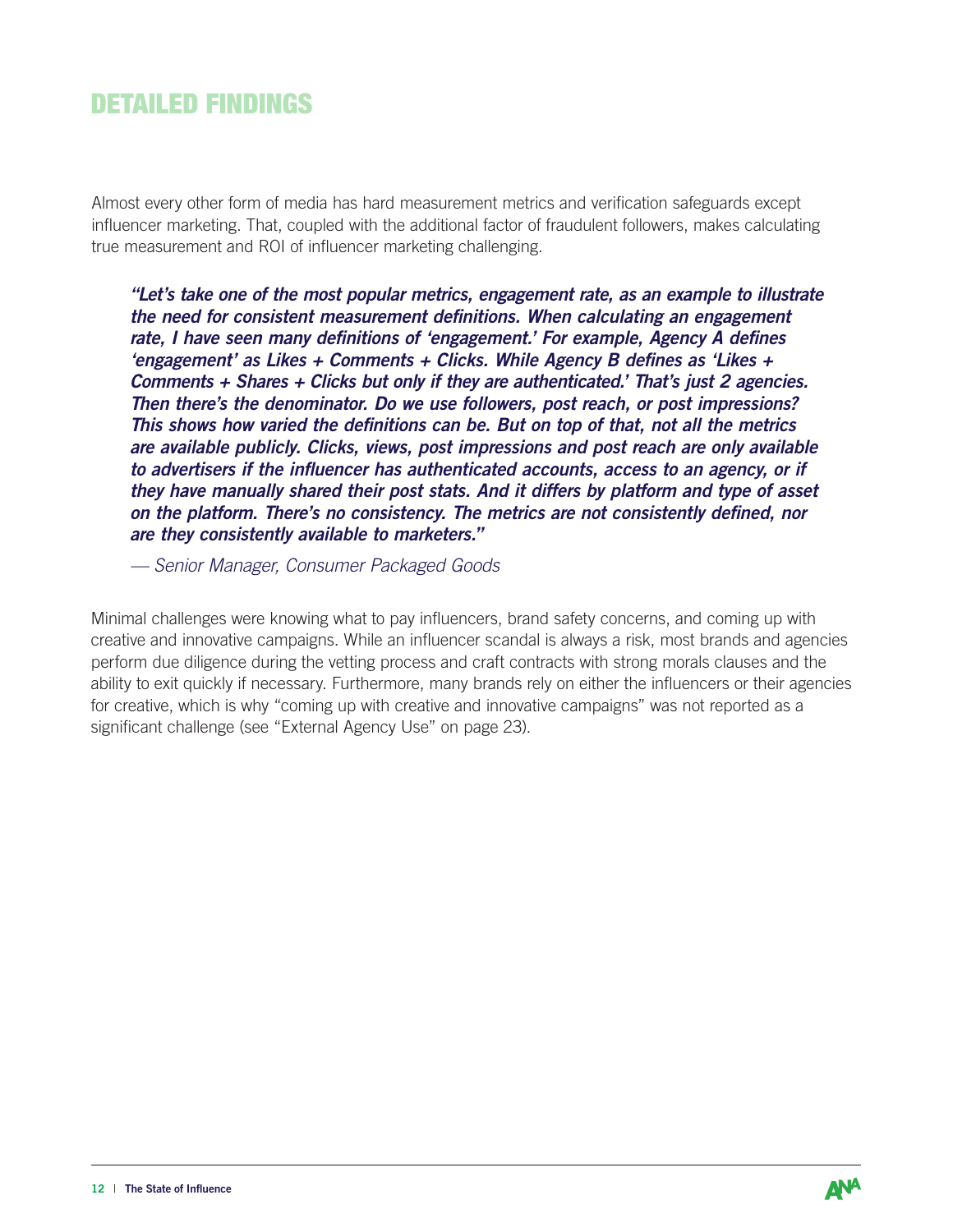## DETAILED FINDINGS

Almost every other form of media has hard measurement metrics and verification safeguards except influencer marketing. That, coupled with the additional factor of fraudulent followers, makes calculating true measurement and ROI of influencer marketing challenging.

> ***"Let's take one of the most popular metrics, engagement rate, as an example to illustrate the need for consistent measurement definitions. When calculating an engagement rate, I have seen many definitions of 'engagement.' For example, Agency A defines 'engagement' as Likes + Comments + Clicks. While Agency B defines as 'Likes + Comments + Shares + Clicks but only if they are authenticated.' That's just 2 agencies. Then there's the denominator. Do we use followers, post reach, or post impressions? This shows how varied the definitions can be. But on top of that, not all the metrics are available publicly. Clicks, views, post impressions and post reach are only available to advertisers if the influencer has authenticated accounts, access to an agency, or if they have manually shared their post stats. And it differs by platform and type of asset on the platform. There's no consistency. The metrics are not consistently defined, nor are they consistently available to marketers."***
>
> *— Senior Manager, Consumer Packaged Goods*

Minimal challenges were knowing what to pay influencers, brand safety concerns, and coming up with creative and innovative campaigns. While an influencer scandal is always a risk, most brands and agencies perform due diligence during the vetting process and craft contracts with strong morals clauses and the ability to exit quickly if necessary. Furthermore, many brands rely on either the influencers or their agencies for creative, which is why "coming up with creative and innovative campaigns" was not reported as a significant challenge (see "External Agency Use" on page 23).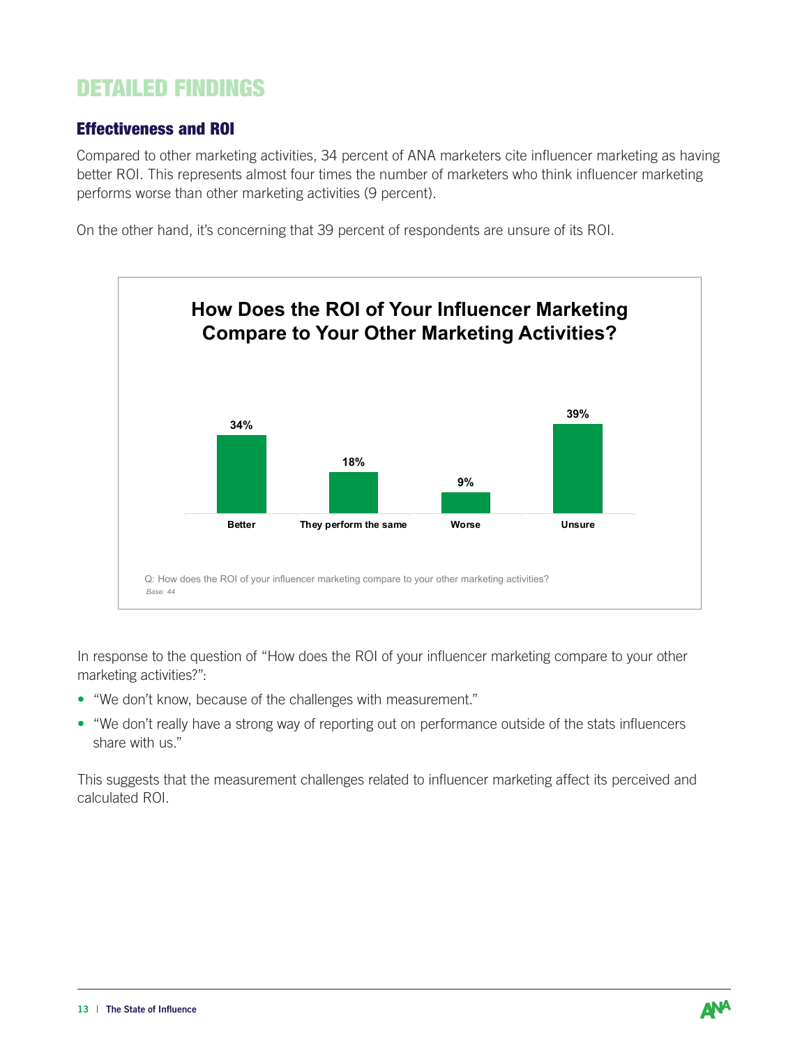# DETAILED FINDINGS

## Effectiveness and ROI

Compared to other marketing activities, 34 percent of ANA marketers cite influencer marketing as having better ROI. This represents almost four times the number of marketers who think influencer marketing performs worse than other marketing activities (9 percent).

On the other hand, it's concerning that 39 percent of respondents are unsure of its ROI.

**How Does the ROI of Your Influencer Marketing Compare to Your Other Marketing Activities?**

| Better | They perform the same | Worse | Unsure |
|---|---|---|---|
| 34% | 18% | 9% | 39% |

Q: How does the ROI of your influencer marketing compare to your other marketing activities?
*Base: 44*

In response to the question of "How does the ROI of your influencer marketing compare to your other marketing activities?":

- "We don't know, because of the challenges with measurement."
- "We don't really have a strong way of reporting out on performance outside of the stats influencers share with us."

This suggests that the measurement challenges related to influencer marketing affect its perceived and calculated ROI.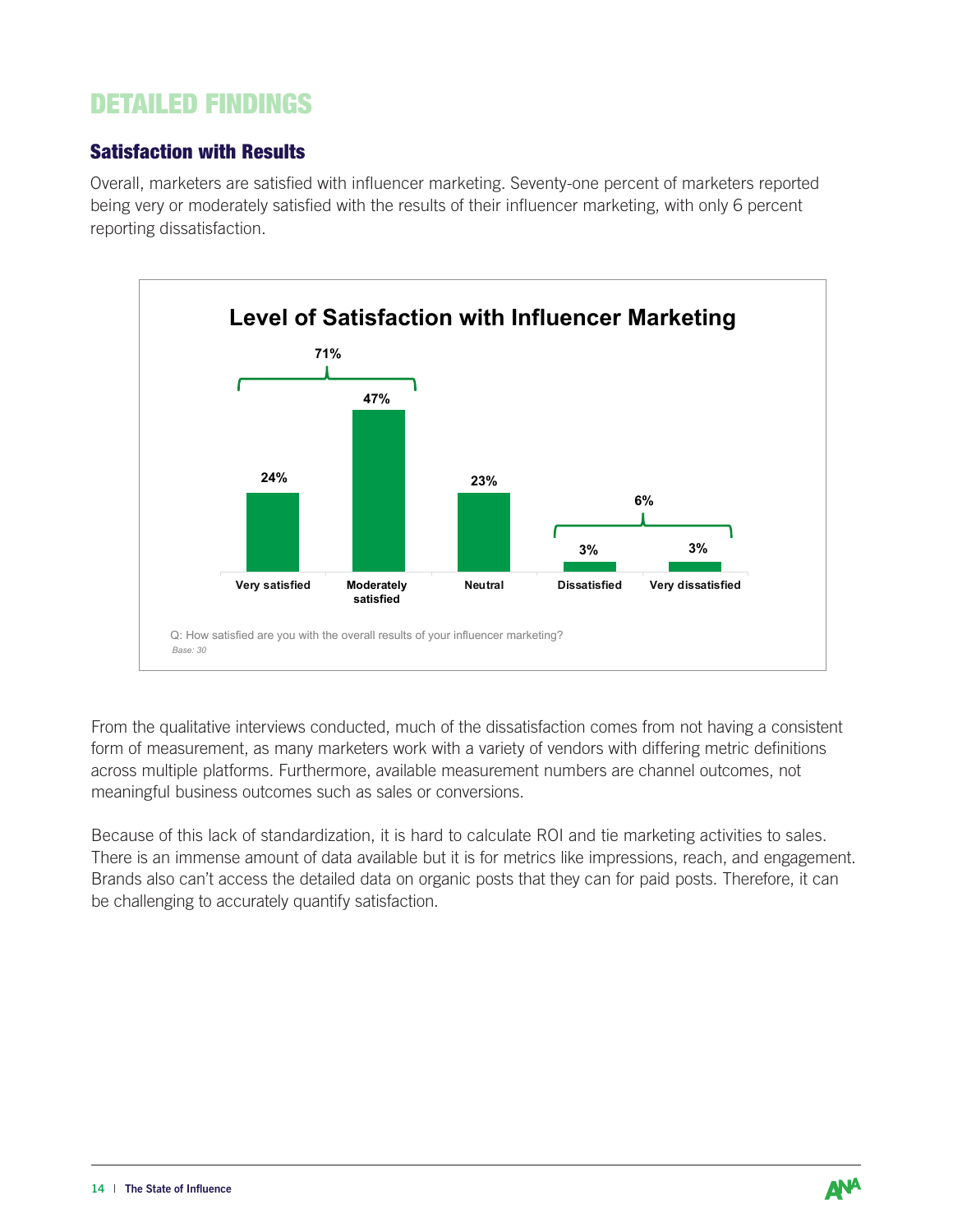# DETAILED FINDINGS

## Satisfaction with Results

Overall, marketers are satisfied with influencer marketing. Seventy-one percent of marketers reported being very or moderately satisfied with the results of their influencer marketing, with only 6 percent reporting dissatisfaction.

**Level of Satisfaction with Influencer Marketing**

| Very satisfied | Moderately satisfied | Neutral | Dissatisfied | Very dissatisfied |
|---|---|---|---|---|
| 24% | 47% | 23% | 3% | 3% |

Very satisfied + Moderately satisfied: 71%

Dissatisfied + Very dissatisfied: 6%

Q: How satisfied are you with the overall results of your influencer marketing?

*Base: 30*

From the qualitative interviews conducted, much of the dissatisfaction comes from not having a consistent form of measurement, as many marketers work with a variety of vendors with differing metric definitions across multiple platforms. Furthermore, available measurement numbers are channel outcomes, not meaningful business outcomes such as sales or conversions.

Because of this lack of standardization, it is hard to calculate ROI and tie marketing activities to sales. There is an immense amount of data available but it is for metrics like impressions, reach, and engagement. Brands also can't access the detailed data on organic posts that they can for paid posts. Therefore, it can be challenging to accurately quantify satisfaction.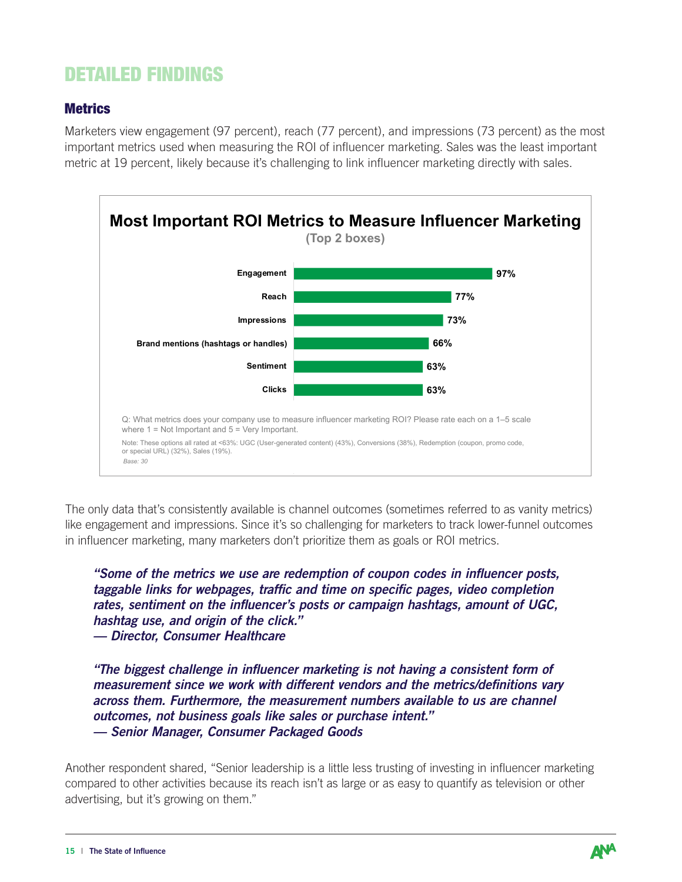# DETAILED FINDINGS

## Metrics

Marketers view engagement (97 percent), reach (77 percent), and impressions (73 percent) as the most important metrics used when measuring the ROI of influencer marketing. Sales was the least important metric at 19 percent, likely because it's challenging to link influencer marketing directly with sales.

**Most Important ROI Metrics to Measure Influencer Marketing**

**(Top 2 boxes)**

| Metric | % |
|---|---|
| Engagement | 97% |
| Reach | 77% |
| Impressions | 73% |
| Brand mentions (hashtags or handles) | 66% |
| Sentiment | 63% |
| Clicks | 63% |

Q: What metrics does your company use to measure influencer marketing ROI? Please rate each on a 1–5 scale where 1 = Not Important and 5 = Very Important.

Note: These options all rated at <63%: UGC (User-generated content) (43%), Conversions (38%), Redemption (coupon, promo code, or special URL) (32%), Sales (19%).

*Base: 30*

The only data that's consistently available is channel outcomes (sometimes referred to as vanity metrics) like engagement and impressions. Since it's so challenging for marketers to track lower-funnel outcomes in influencer marketing, many marketers don't prioritize them as goals or ROI metrics.

> ***"Some of the metrics we use are redemption of coupon codes in influencer posts, taggable links for webpages, traffic and time on specific pages, video completion rates, sentiment on the influencer's posts or campaign hashtags, amount of UGC, hashtag use, and origin of the click."***
> ***— Director, Consumer Healthcare***

> ***"The biggest challenge in influencer marketing is not having a consistent form of measurement since we work with different vendors and the metrics/definitions vary across them. Furthermore, the measurement numbers available to us are channel outcomes, not business goals like sales or purchase intent."***
> ***— Senior Manager, Consumer Packaged Goods***

Another respondent shared, "Senior leadership is a little less trusting of investing in influencer marketing compared to other activities because its reach isn't as large or as easy to quantify as television or other advertising, but it's growing on them."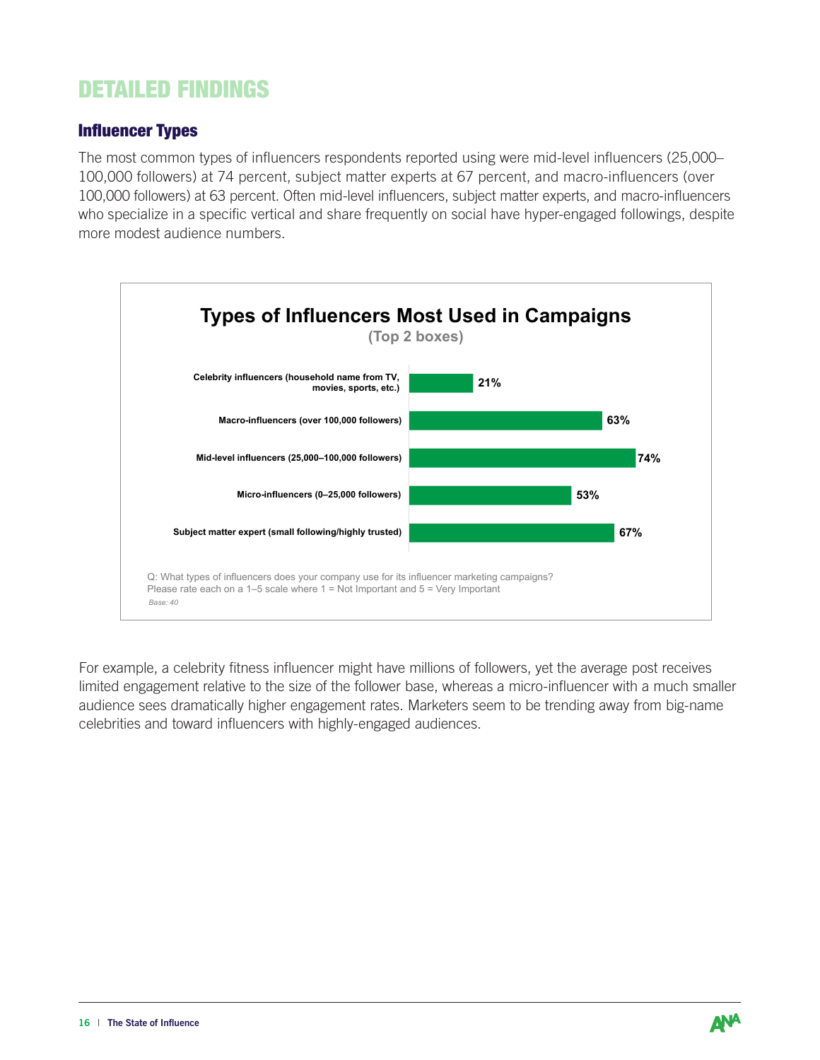# DETAILED FINDINGS

## Influencer Types

The most common types of influencers respondents reported using were mid-level influencers (25,000–100,000 followers) at 74 percent, subject matter experts at 67 percent, and macro-influencers (over 100,000 followers) at 63 percent. Often mid-level influencers, subject matter experts, and macro-influencers who specialize in a specific vertical and share frequently on social have hyper-engaged followings, despite more modest audience numbers.

**Types of Influencers Most Used in Campaigns**
(Top 2 boxes)

| Influencer Type | Percent |
|---|---|
| Celebrity influencers (household name from TV, movies, sports, etc.) | 21% |
| Macro-influencers (over 100,000 followers) | 63% |
| Mid-level influencers (25,000–100,000 followers) | 74% |
| Micro-influencers (0–25,000 followers) | 53% |
| Subject matter expert (small following/highly trusted) | 67% |

Q: What types of influencers does your company use for its influencer marketing campaigns? Please rate each on a 1–5 scale where 1 = Not Important and 5 = Very Important

*Base: 40*

For example, a celebrity fitness influencer might have millions of followers, yet the average post receives limited engagement relative to the size of the follower base, whereas a micro-influencer with a much smaller audience sees dramatically higher engagement rates. Marketers seem to be trending away from big-name celebrities and toward influencers with highly-engaged audiences.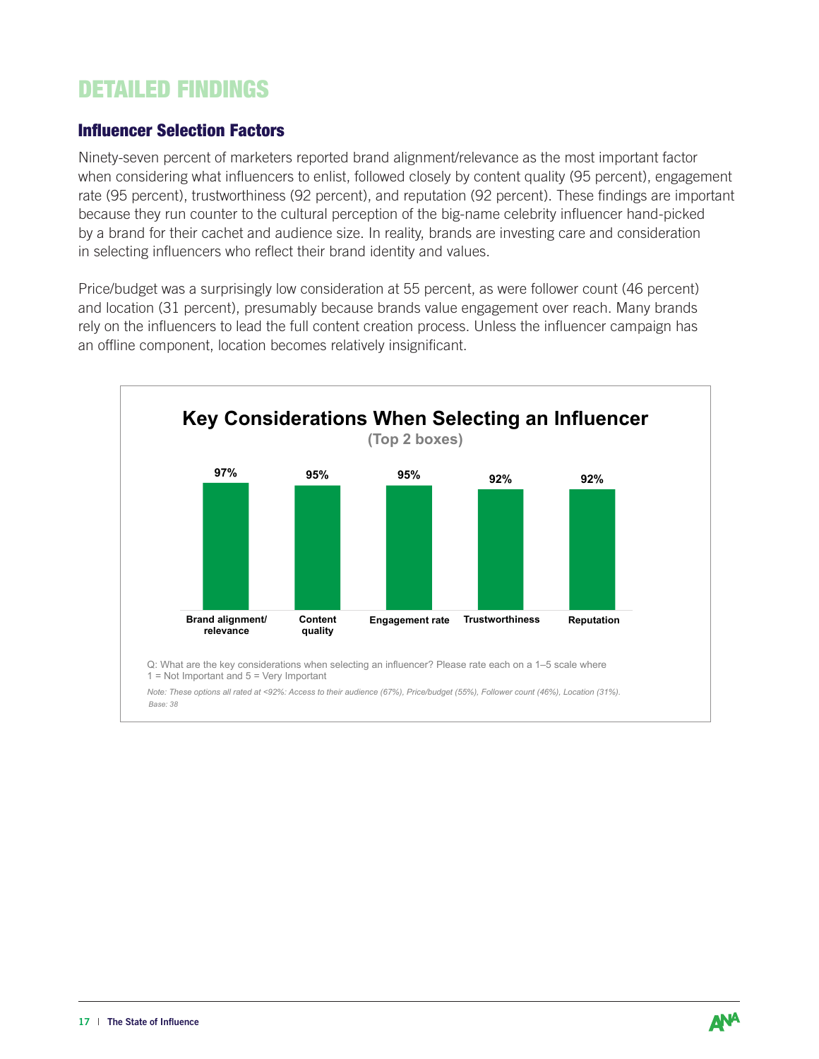# DETAILED FINDINGS

## Influencer Selection Factors

Ninety-seven percent of marketers reported brand alignment/relevance as the most important factor when considering what influencers to enlist, followed closely by content quality (95 percent), engagement rate (95 percent), trustworthiness (92 percent), and reputation (92 percent). These findings are important because they run counter to the cultural perception of the big-name celebrity influencer hand-picked by a brand for their cachet and audience size. In reality, brands are investing care and consideration in selecting influencers who reflect their brand identity and values.

Price/budget was a surprisingly low consideration at 55 percent, as were follower count (46 percent) and location (31 percent), presumably because brands value engagement over reach. Many brands rely on the influencers to lead the full content creation process. Unless the influencer campaign has an offline component, location becomes relatively insignificant.

### Key Considerations When Selecting an Influencer

(Top 2 boxes)

| Consideration | Percent |
| --- | --- |
| Brand alignment/ relevance | 97% |
| Content quality | 95% |
| Engagement rate | 95% |
| Trustworthiness | 92% |
| Reputation | 92% |

Q: What are the key considerations when selecting an influencer? Please rate each on a 1–5 scale where 1 = Not Important and 5 = Very Important

*Note: These options all rated at <92%: Access to their audience (67%), Price/budget (55%), Follower count (46%), Location (31%).*

*Base: 38*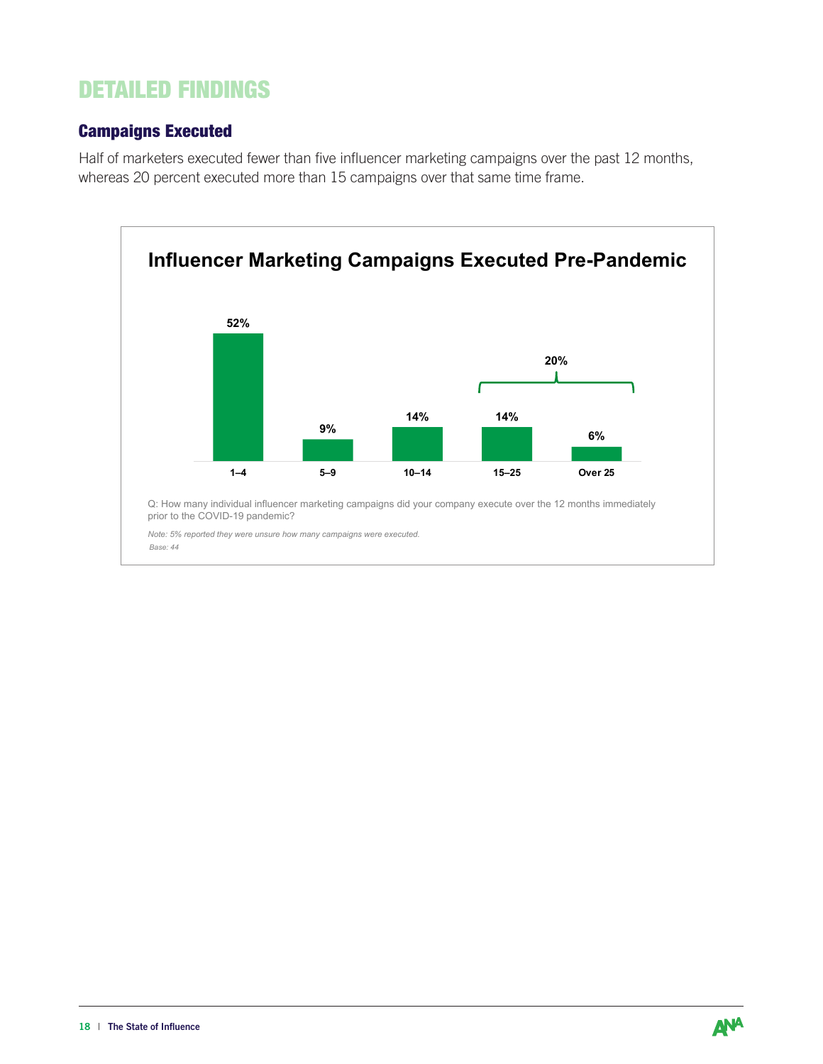## DETAILED FINDINGS

### Campaigns Executed

Half of marketers executed fewer than five influencer marketing campaigns over the past 12 months, whereas 20 percent executed more than 15 campaigns over that same time frame.

**Influencer Marketing Campaigns Executed Pre-Pandemic**

| 1–4 | 5–9 | 10–14 | 15–25 | Over 25 |
|---|---|---|---|---|
| 52% | 9% | 14% | 14% | 6% |

15–25 and Over 25 combined: 20%

Q: How many individual influencer marketing campaigns did your company execute over the 12 months immediately prior to the COVID-19 pandemic?

*Note: 5% reported they were unsure how many campaigns were executed.*

*Base: 44*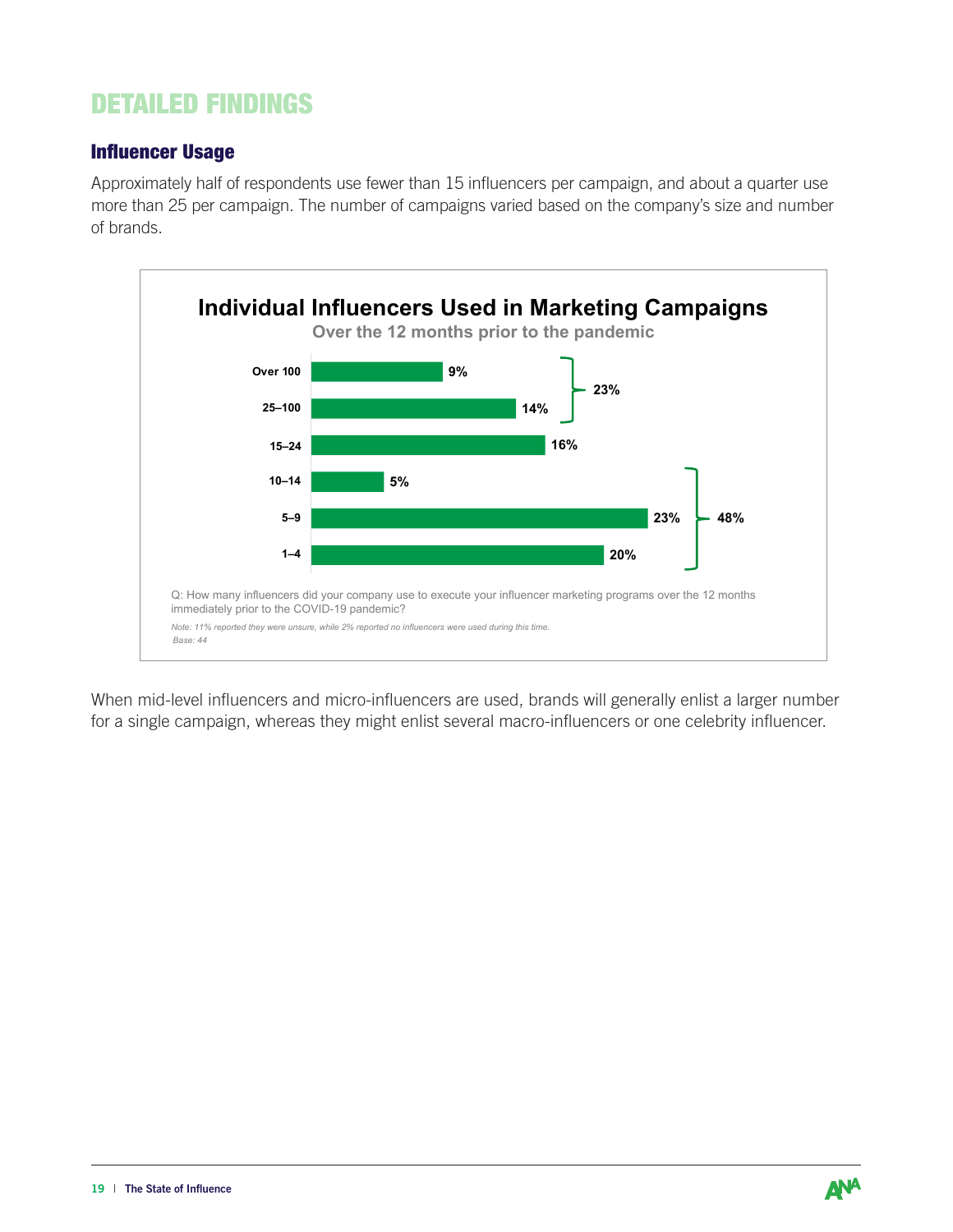# DETAILED FINDINGS

## Influencer Usage

Approximately half of respondents use fewer than 15 influencers per campaign, and about a quarter use more than 25 per campaign. The number of campaigns varied based on the company's size and number of brands.

### Individual Influencers Used in Marketing Campaigns

Over the 12 months prior to the pandemic

| Number of influencers | Percentage | Group total |
|---|---|---|
| Over 100 | 9% | 23% |
| 25–100 | 14% | |
| 15–24 | 16% | |
| 10–14 | 5% | 48% |
| 5–9 | 23% | |
| 1–4 | 20% | |

Q: How many influencers did your company use to execute your influencer marketing programs over the 12 months immediately prior to the COVID-19 pandemic?

*Note: 11% reported they were unsure, while 2% reported no influencers were used during this time.*

*Base: 44*

When mid-level influencers and micro-influencers are used, brands will generally enlist a larger number for a single campaign, whereas they might enlist several macro-influencers or one celebrity influencer.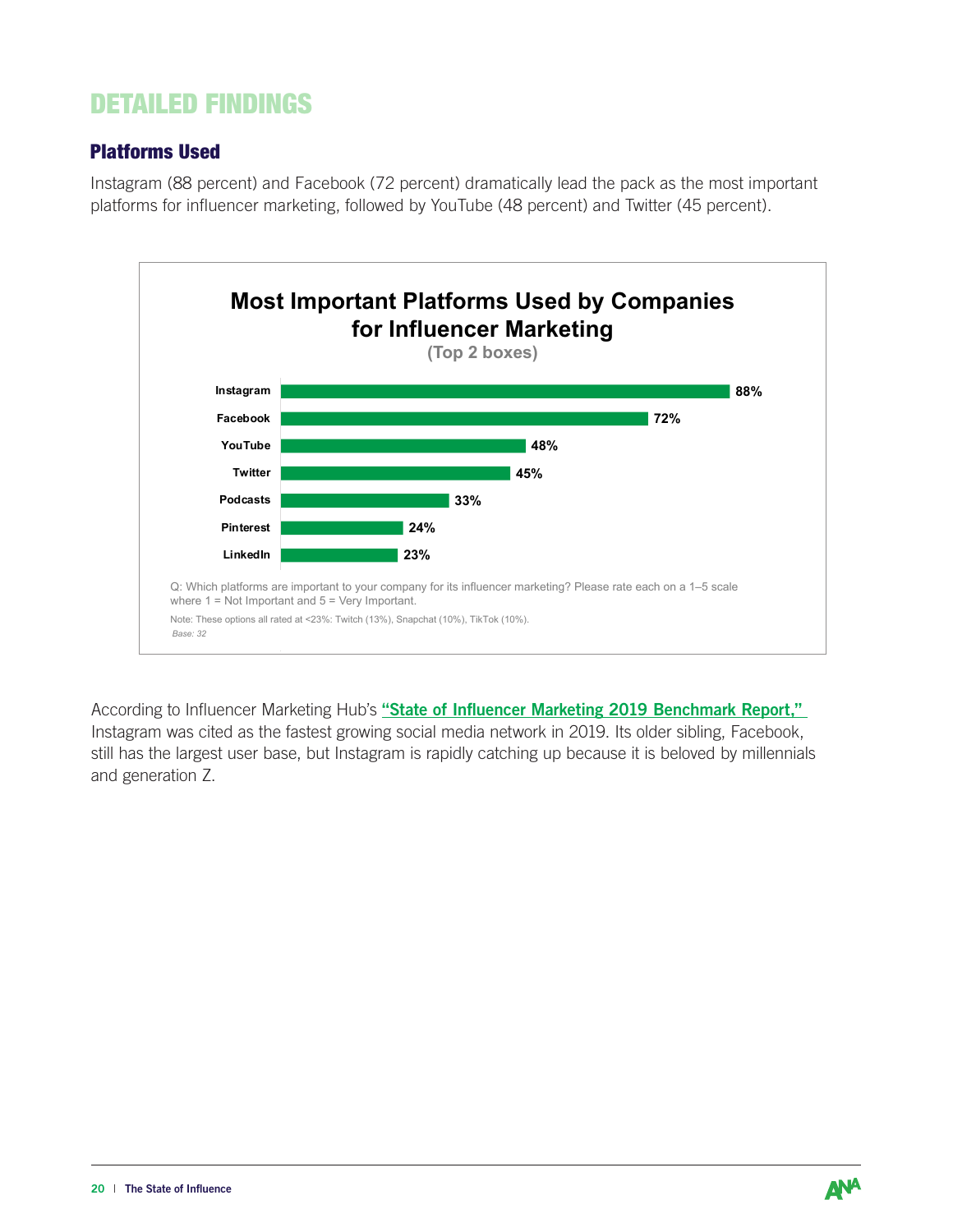# DETAILED FINDINGS

## Platforms Used

Instagram (88 percent) and Facebook (72 percent) dramatically lead the pack as the most important platforms for influencer marketing, followed by YouTube (48 percent) and Twitter (45 percent).

**Most Important Platforms Used by Companies for Influencer Marketing**

**(Top 2 boxes)**

| Platform | Percent |
|---|---|
| Instagram | 88% |
| Facebook | 72% |
| YouTube | 48% |
| Twitter | 45% |
| Podcasts | 33% |
| Pinterest | 24% |
| LinkedIn | 23% |

Q: Which platforms are important to your company for its influencer marketing? Please rate each on a 1–5 scale where 1 = Not Important and 5 = Very Important.

Note: These options all rated at <23%: Twitch (13%), Snapchat (10%), TikTok (10%).

*Base: 32*

According to Influencer Marketing Hub's **"State of Influencer Marketing 2019 Benchmark Report,"** Instagram was cited as the fastest growing social media network in 2019. Its older sibling, Facebook, still has the largest user base, but Instagram is rapidly catching up because it is beloved by millennials and generation Z.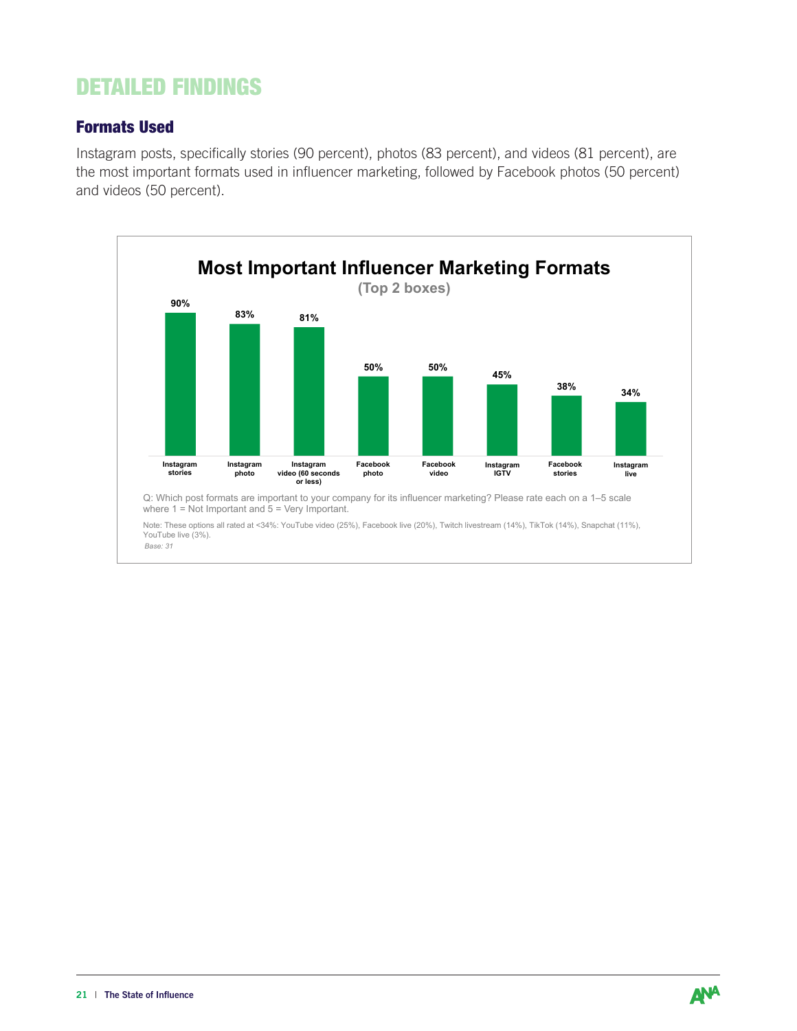# DETAILED FINDINGS

## Formats Used

Instagram posts, specifically stories (90 percent), photos (83 percent), and videos (81 percent), are the most important formats used in influencer marketing, followed by Facebook photos (50 percent) and videos (50 percent).

**Most Important Influencer Marketing Formats**

**(Top 2 boxes)**

| Format | Percent |
|---|---|
| Instagram stories | 90% |
| Instagram photo | 83% |
| Instagram video (60 seconds or less) | 81% |
| Facebook photo | 50% |
| Facebook video | 50% |
| Instagram IGTV | 45% |
| Facebook stories | 38% |
| Instagram live | 34% |

Q: Which post formats are important to your company for its influencer marketing? Please rate each on a 1–5 scale where 1 = Not Important and 5 = Very Important.

Note: These options all rated at <34%: YouTube video (25%), Facebook live (20%), Twitch livestream (14%), TikTok (14%), Snapchat (11%), YouTube live (3%).

*Base: 31*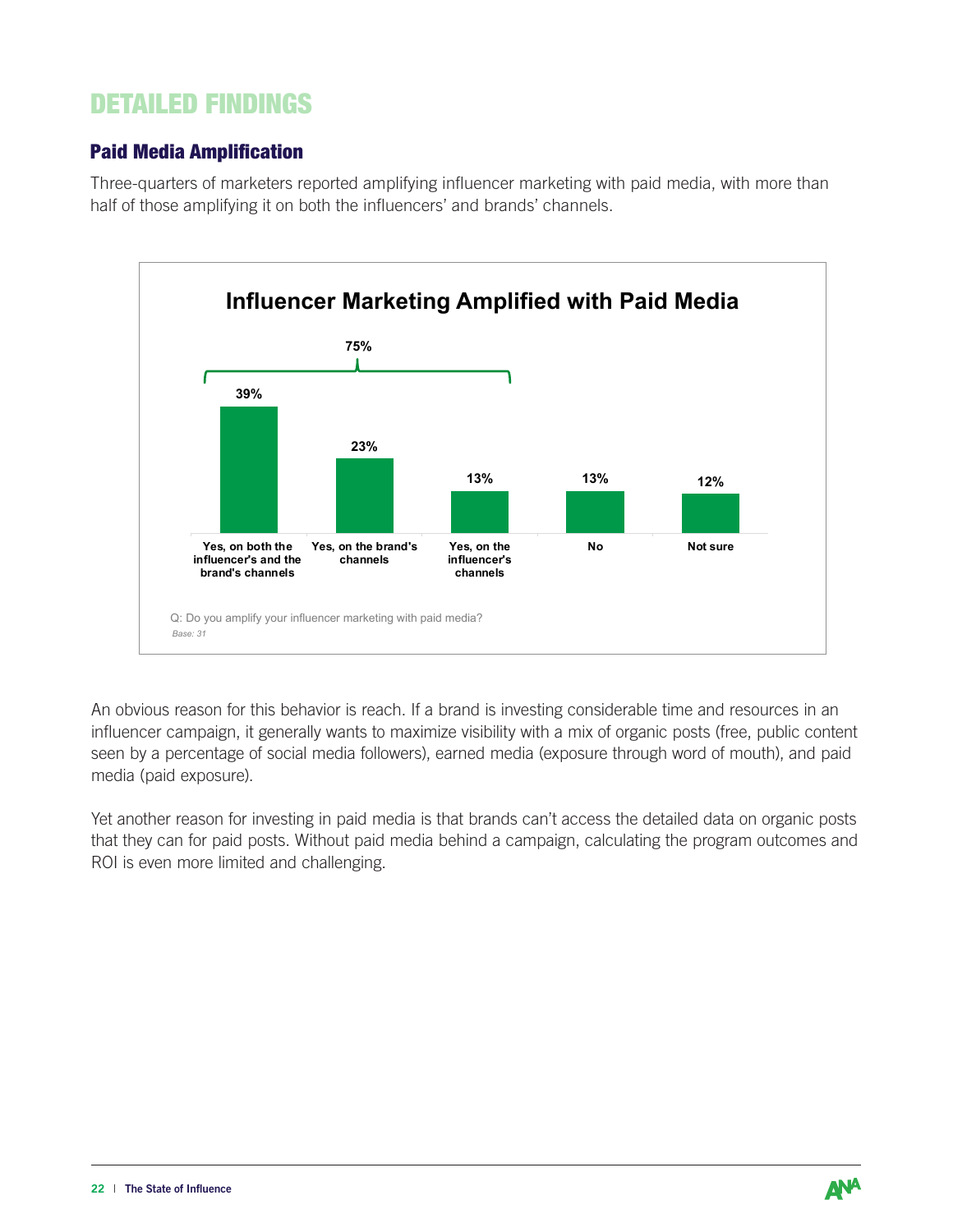# DETAILED FINDINGS

## Paid Media Amplification

Three-quarters of marketers reported amplifying influencer marketing with paid media, with more than half of those amplifying it on both the influencers' and brands' channels.

**Influencer Marketing Amplified with Paid Media**

| Response | % |
|---|---|
| Yes, on both the influencer's and the brand's channels | 39% |
| Yes, on the brand's channels | 23% |
| Yes, on the influencer's channels | 13% |
| No | 13% |
| Not sure | 12% |

Yes (total): 75%

Q: Do you amplify your influencer marketing with paid media?

*Base: 31*

An obvious reason for this behavior is reach. If a brand is investing considerable time and resources in an influencer campaign, it generally wants to maximize visibility with a mix of organic posts (free, public content seen by a percentage of social media followers), earned media (exposure through word of mouth), and paid media (paid exposure).

Yet another reason for investing in paid media is that brands can't access the detailed data on organic posts that they can for paid posts. Without paid media behind a campaign, calculating the program outcomes and ROI is even more limited and challenging.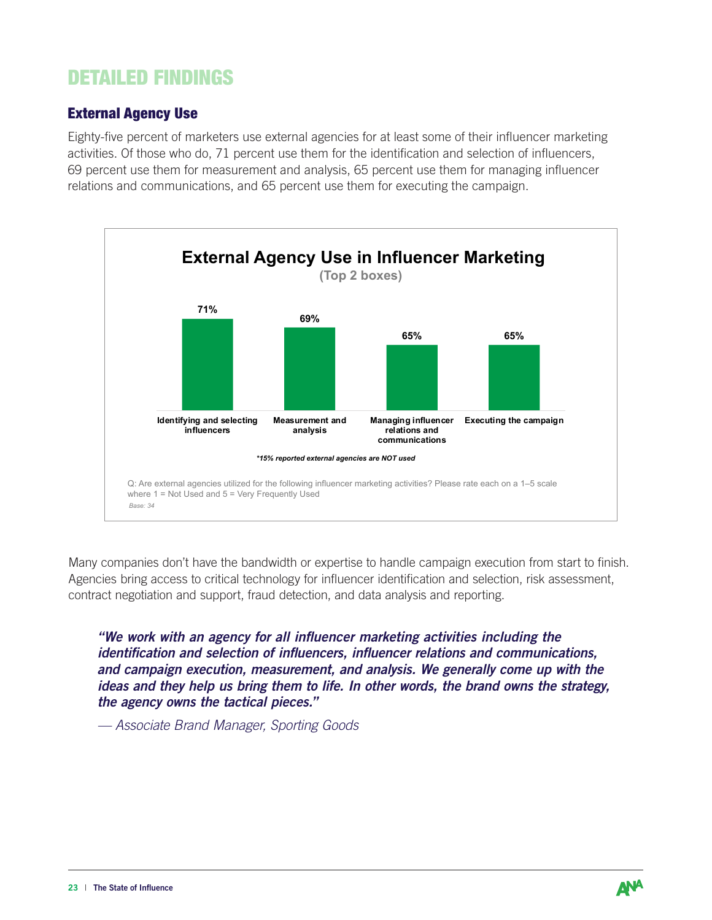# DETAILED FINDINGS

## External Agency Use

Eighty-five percent of marketers use external agencies for at least some of their influencer marketing activities. Of those who do, 71 percent use them for the identification and selection of influencers, 69 percent use them for measurement and analysis, 65 percent use them for managing influencer relations and communications, and 65 percent use them for executing the campaign.

**External Agency Use in Influencer Marketing**
**(Top 2 boxes)**

| Activity | % |
|---|---|
| Identifying and selecting influencers | 71% |
| Measurement and analysis | 69% |
| Managing influencer relations and communications | 65% |
| Executing the campaign | 65% |

*\*15% reported external agencies are NOT used*

Q: Are external agencies utilized for the following influencer marketing activities? Please rate each on a 1–5 scale where 1 = Not Used and 5 = Very Frequently Used

*Base: 34*

Many companies don't have the bandwidth or expertise to handle campaign execution from start to finish. Agencies bring access to critical technology for influencer identification and selection, risk assessment, contract negotiation and support, fraud detection, and data analysis and reporting.

> ***"We work with an agency for all influencer marketing activities including the identification and selection of influencers, influencer relations and communications, and campaign execution, measurement, and analysis. We generally come up with the ideas and they help us bring them to life. In other words, the brand owns the strategy, the agency owns the tactical pieces."***
>
> *— Associate Brand Manager, Sporting Goods*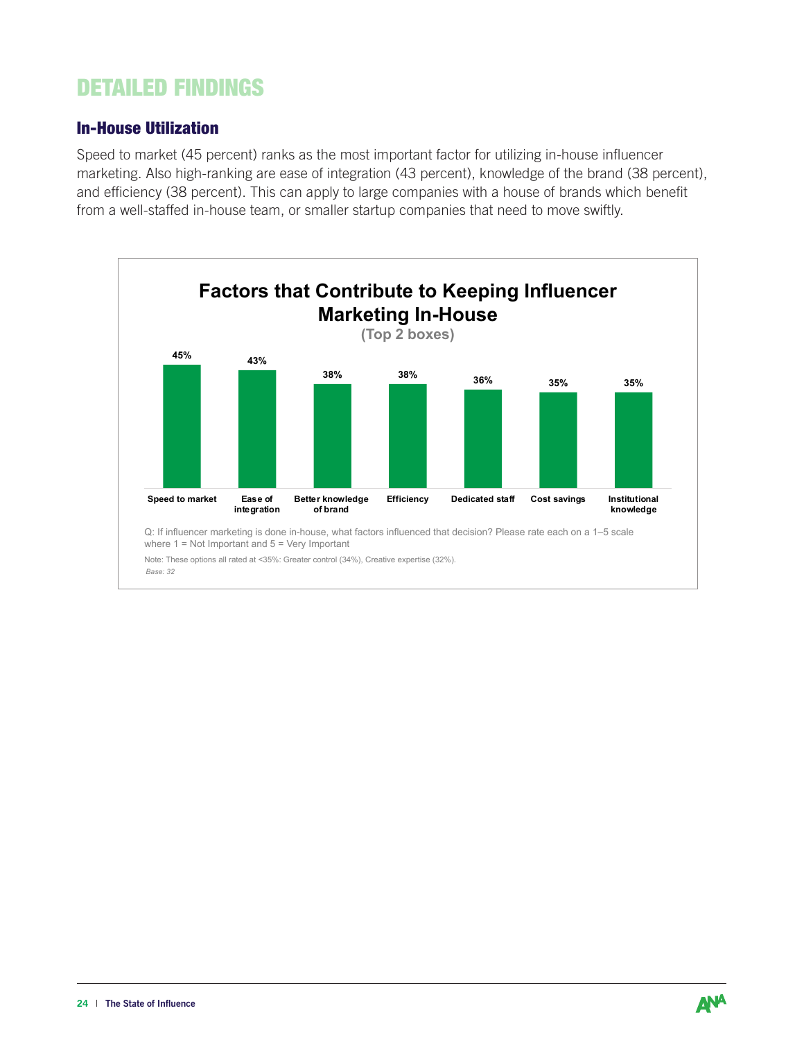# DETAILED FINDINGS

## In-House Utilization

Speed to market (45 percent) ranks as the most important factor for utilizing in-house influencer marketing. Also high-ranking are ease of integration (43 percent), knowledge of the brand (38 percent), and efficiency (38 percent). This can apply to large companies with a house of brands which benefit from a well-staffed in-house team, or smaller startup companies that need to move swiftly.

**Factors that Contribute to Keeping Influencer Marketing In-House**
**(Top 2 boxes)**

| Factor | Percent |
|---|---|
| Speed to market | 45% |
| Ease of integration | 43% |
| Better knowledge of brand | 38% |
| Efficiency | 38% |
| Dedicated staff | 36% |
| Cost savings | 35% |
| Institutional knowledge | 35% |

Q: If influencer marketing is done in-house, what factors influenced that decision? Please rate each on a 1–5 scale where 1 = Not Important and 5 = Very Important

Note: These options all rated at <35%: Greater control (34%), Creative expertise (32%).

*Base: 32*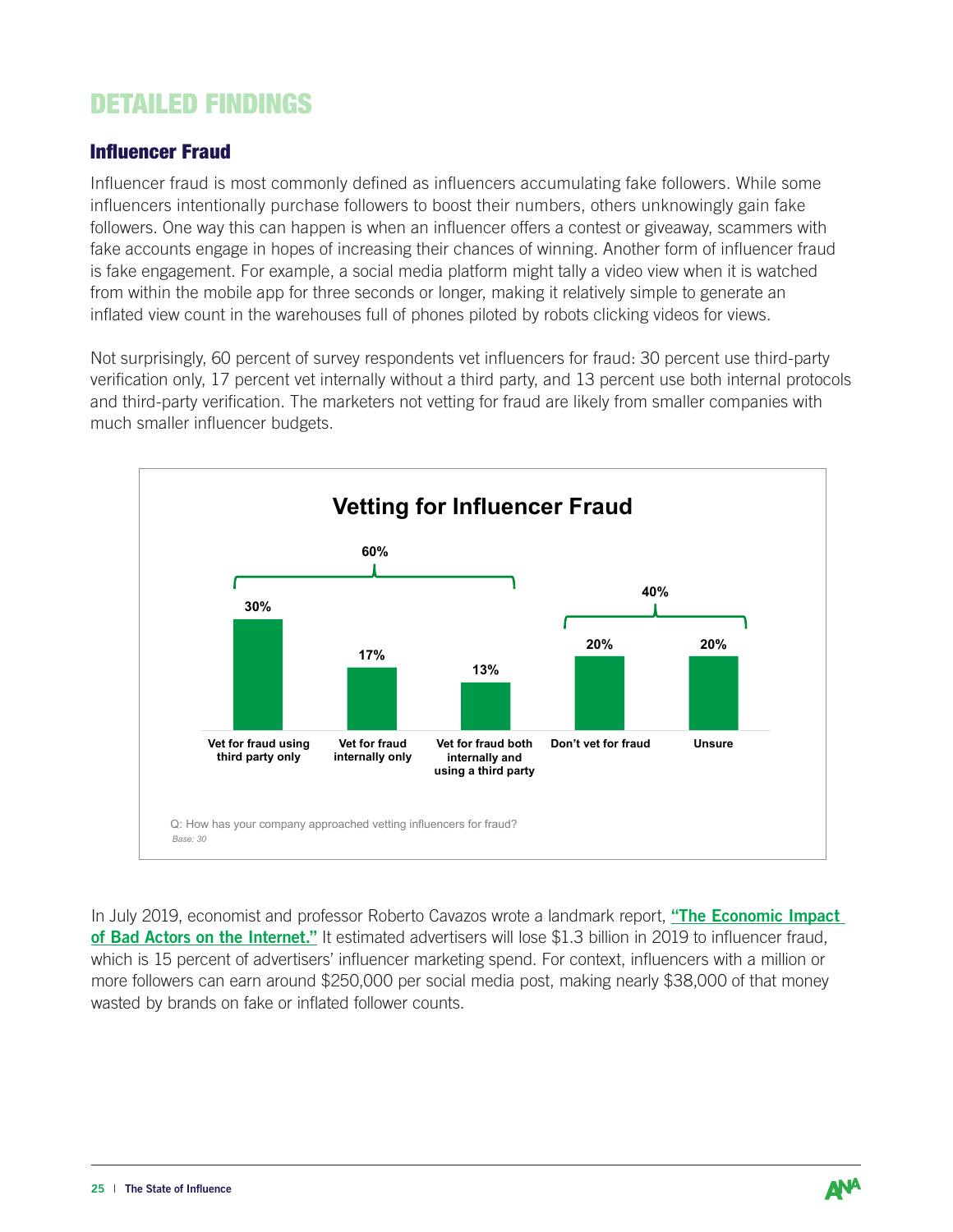# DETAILED FINDINGS

## Influencer Fraud

Influencer fraud is most commonly defined as influencers accumulating fake followers. While some influencers intentionally purchase followers to boost their numbers, others unknowingly gain fake followers. One way this can happen is when an influencer offers a contest or giveaway, scammers with fake accounts engage in hopes of increasing their chances of winning. Another form of influencer fraud is fake engagement. For example, a social media platform might tally a video view when it is watched from within the mobile app for three seconds or longer, making it relatively simple to generate an inflated view count in the warehouses full of phones piloted by robots clicking videos for views.

Not surprisingly, 60 percent of survey respondents vet influencers for fraud: 30 percent use third-party verification only, 17 percent vet internally without a third party, and 13 percent use both internal protocols and third-party verification. The marketers not vetting for fraud are likely from smaller companies with much smaller influencer budgets.

**Vetting for Influencer Fraud**

| Response | Percent |
| --- | --- |
| Vet for fraud using third party only | 30% |
| Vet for fraud internally only | 17% |
| Vet for fraud both internally and using a third party | 13% |
| Don't vet for fraud | 20% |
| Unsure | 20% |

60% vet for fraud; 40% don't vet for fraud or unsure.

Q: How has your company approached vetting influencers for fraud?

*Base: 30*

In July 2019, economist and professor Roberto Cavazos wrote a landmark report, **"The Economic Impact of Bad Actors on the Internet."** It estimated advertisers will lose $1.3 billion in 2019 to influencer fraud, which is 15 percent of advertisers' influencer marketing spend. For context, influencers with a million or more followers can earn around $250,000 per social media post, making nearly $38,000 of that money wasted by brands on fake or inflated follower counts.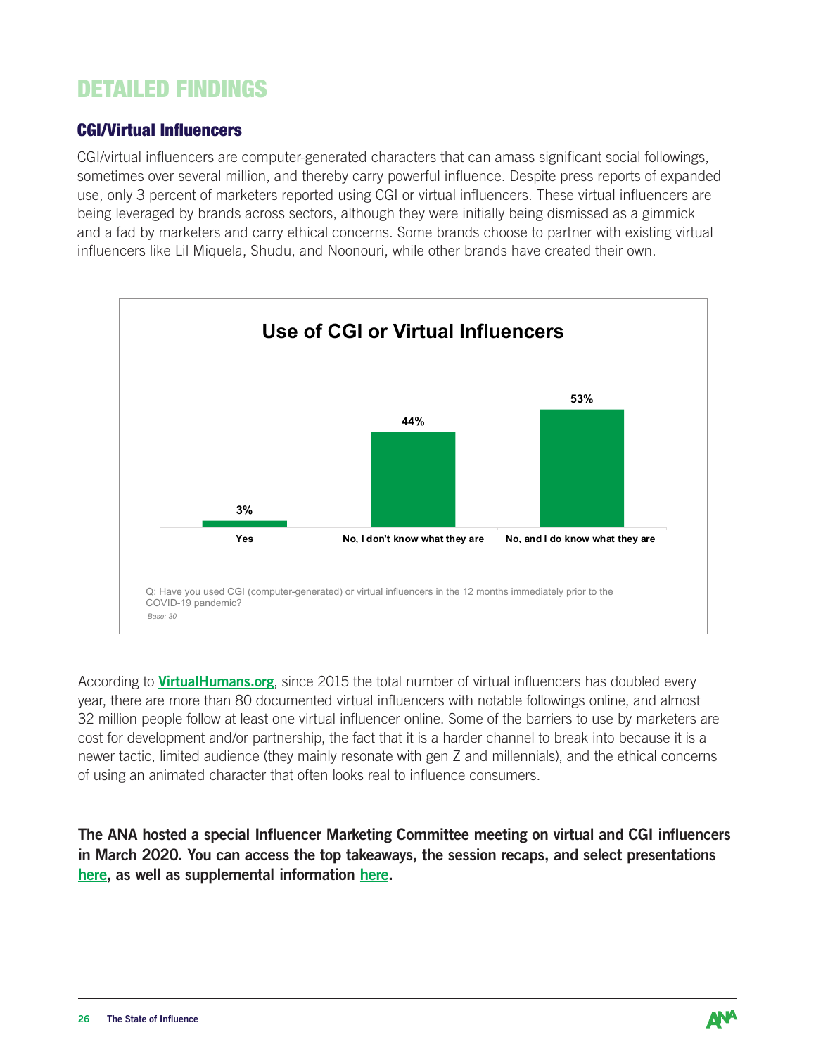# DETAILED FINDINGS

## CGI/Virtual Influencers

CGI/virtual influencers are computer-generated characters that can amass significant social followings, sometimes over several million, and thereby carry powerful influence. Despite press reports of expanded use, only 3 percent of marketers reported using CGI or virtual influencers. These virtual influencers are being leveraged by brands across sectors, although they were initially being dismissed as a gimmick and a fad by marketers and carry ethical concerns. Some brands choose to partner with existing virtual influencers like Lil Miquela, Shudu, and Noonouri, while other brands have created their own.

**Use of CGI or Virtual Influencers**

| Response | Percent |
| --- | --- |
| Yes | 3% |
| No, I don't know what they are | 44% |
| No, and I do know what they are | 53% |

Q: Have you used CGI (computer-generated) or virtual influencers in the 12 months immediately prior to the COVID-19 pandemic?

*Base: 30*

According to **VirtualHumans.org**, since 2015 the total number of virtual influencers has doubled every year, there are more than 80 documented virtual influencers with notable followings online, and almost 32 million people follow at least one virtual influencer online. Some of the barriers to use by marketers are cost for development and/or partnership, the fact that it is a harder channel to break into because it is a newer tactic, limited audience (they mainly resonate with gen Z and millennials), and the ethical concerns of using an animated character that often looks real to influence consumers.

**The ANA hosted a special Influencer Marketing Committee meeting on virtual and CGI influencers in March 2020. You can access the top takeaways, the session recaps, and select presentations here, as well as supplemental information here.**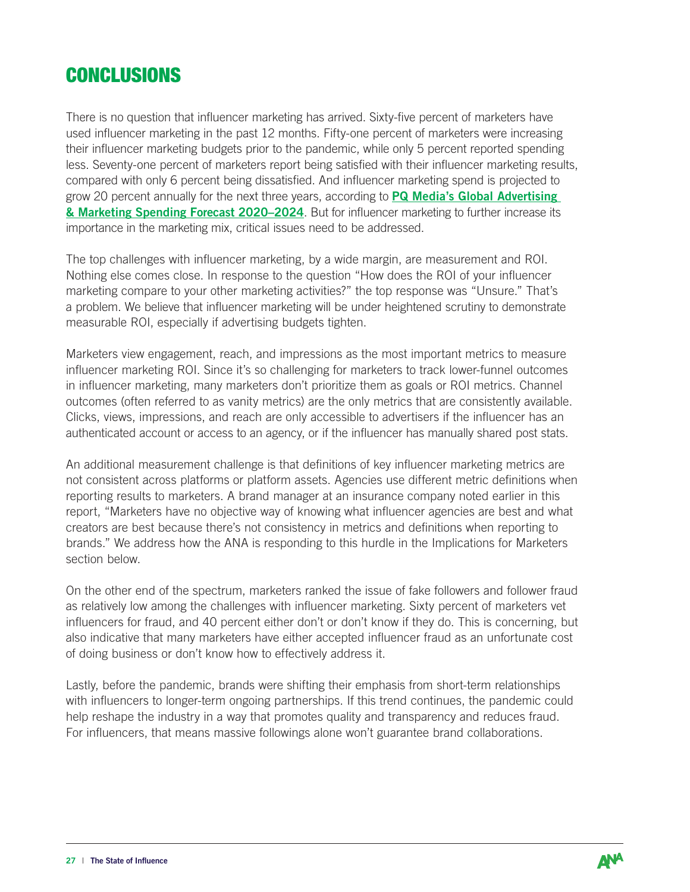# CONCLUSIONS

There is no question that influencer marketing has arrived. Sixty-five percent of marketers have used influencer marketing in the past 12 months. Fifty-one percent of marketers were increasing their influencer marketing budgets prior to the pandemic, while only 5 percent reported spending less. Seventy-one percent of marketers report being satisfied with their influencer marketing results, compared with only 6 percent being dissatisfied. And influencer marketing spend is projected to grow 20 percent annually for the next three years, according to **PQ Media's Global Advertising & Marketing Spending Forecast 2020–2024**. But for influencer marketing to further increase its importance in the marketing mix, critical issues need to be addressed.

The top challenges with influencer marketing, by a wide margin, are measurement and ROI. Nothing else comes close. In response to the question "How does the ROI of your influencer marketing compare to your other marketing activities?" the top response was "Unsure." That's a problem. We believe that influencer marketing will be under heightened scrutiny to demonstrate measurable ROI, especially if advertising budgets tighten.

Marketers view engagement, reach, and impressions as the most important metrics to measure influencer marketing ROI. Since it's so challenging for marketers to track lower-funnel outcomes in influencer marketing, many marketers don't prioritize them as goals or ROI metrics. Channel outcomes (often referred to as vanity metrics) are the only metrics that are consistently available. Clicks, views, impressions, and reach are only accessible to advertisers if the influencer has an authenticated account or access to an agency, or if the influencer has manually shared post stats.

An additional measurement challenge is that definitions of key influencer marketing metrics are not consistent across platforms or platform assets. Agencies use different metric definitions when reporting results to marketers. A brand manager at an insurance company noted earlier in this report, "Marketers have no objective way of knowing what influencer agencies are best and what creators are best because there's not consistency in metrics and definitions when reporting to brands." We address how the ANA is responding to this hurdle in the Implications for Marketers section below.

On the other end of the spectrum, marketers ranked the issue of fake followers and follower fraud as relatively low among the challenges with influencer marketing. Sixty percent of marketers vet influencers for fraud, and 40 percent either don't or don't know if they do. This is concerning, but also indicative that many marketers have either accepted influencer fraud as an unfortunate cost of doing business or don't know how to effectively address it.

Lastly, before the pandemic, brands were shifting their emphasis from short-term relationships with influencers to longer-term ongoing partnerships. If this trend continues, the pandemic could help reshape the industry in a way that promotes quality and transparency and reduces fraud. For influencers, that means massive followings alone won't guarantee brand collaborations.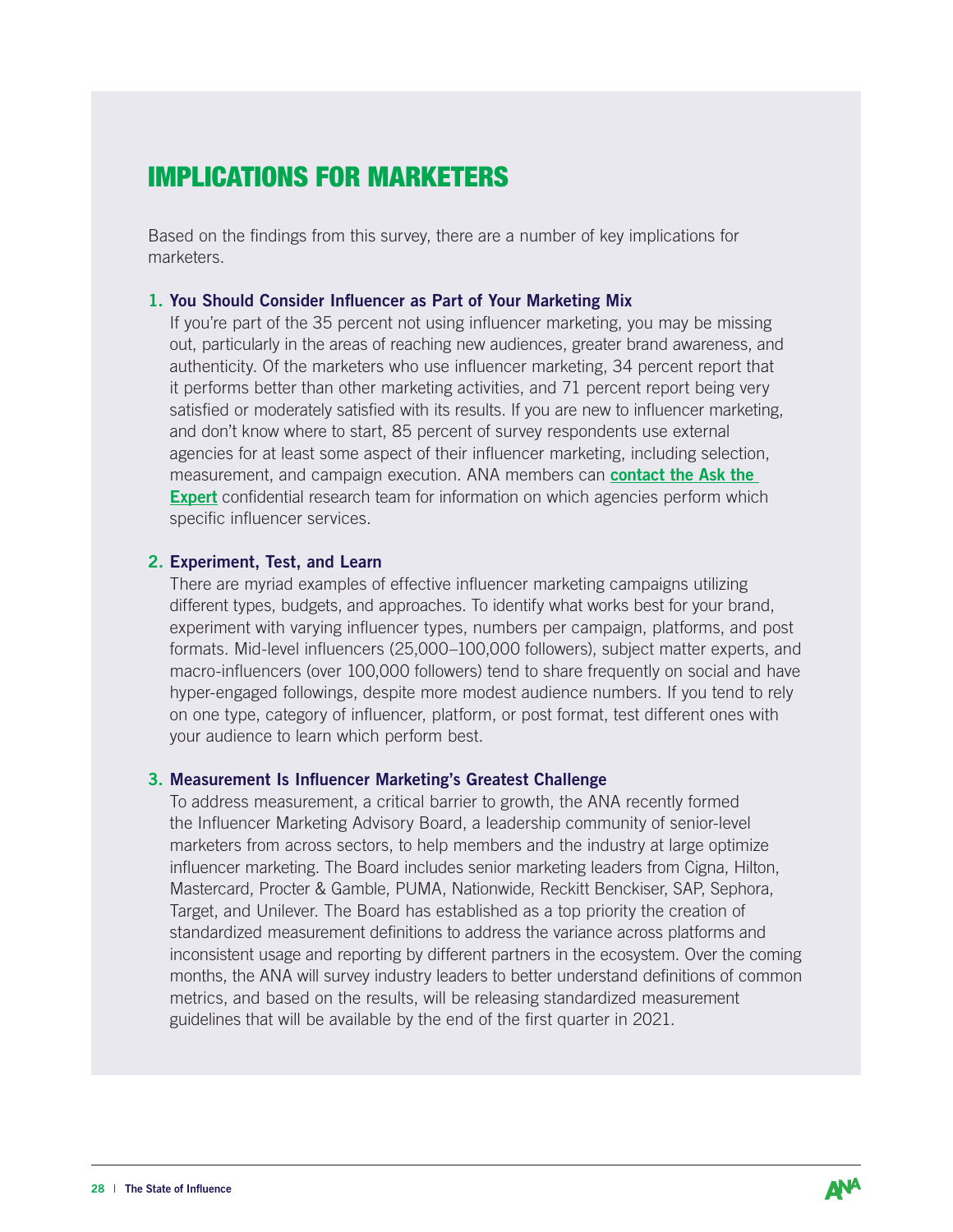# IMPLICATIONS FOR MARKETERS

Based on the findings from this survey, there are a number of key implications for marketers.

1. **You Should Consider Influencer as Part of Your Marketing Mix**
   If you're part of the 35 percent not using influencer marketing, you may be missing out, particularly in the areas of reaching new audiences, greater brand awareness, and authenticity. Of the marketers who use influencer marketing, 34 percent report that it performs better than other marketing activities, and 71 percent report being very satisfied or moderately satisfied with its results. If you are new to influencer marketing, and don't know where to start, 85 percent of survey respondents use external agencies for at least some aspect of their influencer marketing, including selection, measurement, and campaign execution. ANA members can **contact the Ask the Expert** confidential research team for information on which agencies perform which specific influencer services.

2. **Experiment, Test, and Learn**
   There are myriad examples of effective influencer marketing campaigns utilizing different types, budgets, and approaches. To identify what works best for your brand, experiment with varying influencer types, numbers per campaign, platforms, and post formats. Mid-level influencers (25,000–100,000 followers), subject matter experts, and macro-influencers (over 100,000 followers) tend to share frequently on social and have hyper-engaged followings, despite more modest audience numbers. If you tend to rely on one type, category of influencer, platform, or post format, test different ones with your audience to learn which perform best.

3. **Measurement Is Influencer Marketing's Greatest Challenge**
   To address measurement, a critical barrier to growth, the ANA recently formed the Influencer Marketing Advisory Board, a leadership community of senior-level marketers from across sectors, to help members and the industry at large optimize influencer marketing. The Board includes senior marketing leaders from Cigna, Hilton, Mastercard, Procter & Gamble, PUMA, Nationwide, Reckitt Benckiser, SAP, Sephora, Target, and Unilever. The Board has established as a top priority the creation of standardized measurement definitions to address the variance across platforms and inconsistent usage and reporting by different partners in the ecosystem. Over the coming months, the ANA will survey industry leaders to better understand definitions of common metrics, and based on the results, will be releasing standardized measurement guidelines that will be available by the end of the first quarter in 2021.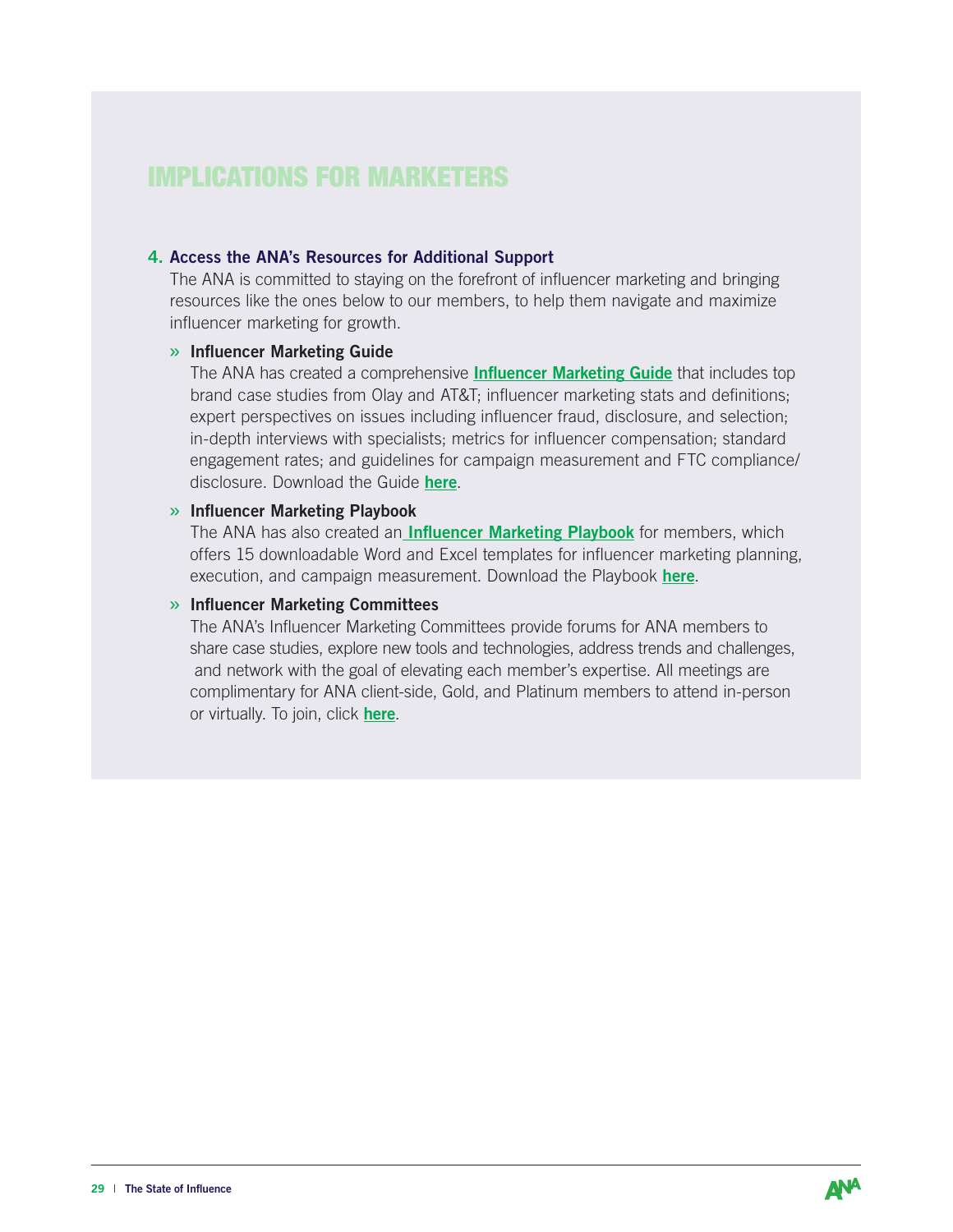## IMPLICATIONS FOR MARKETERS

**4. Access the ANA's Resources for Additional Support**

The ANA is committed to staying on the forefront of influencer marketing and bringing resources like the ones below to our members, to help them navigate and maximize influencer marketing for growth.

» **Influencer Marketing Guide**

The ANA has created a comprehensive **Influencer Marketing Guide** that includes top brand case studies from Olay and AT&T; influencer marketing stats and definitions; expert perspectives on issues including influencer fraud, disclosure, and selection; in-depth interviews with specialists; metrics for influencer compensation; standard engagement rates; and guidelines for campaign measurement and FTC compliance/disclosure. Download the Guide **here**.

» **Influencer Marketing Playbook**

The ANA has also created an **Influencer Marketing Playbook** for members, which offers 15 downloadable Word and Excel templates for influencer marketing planning, execution, and campaign measurement. Download the Playbook **here**.

» **Influencer Marketing Committees**

The ANA's Influencer Marketing Committees provide forums for ANA members to share case studies, explore new tools and technologies, address trends and challenges, and network with the goal of elevating each member's expertise. All meetings are complimentary for ANA client-side, Gold, and Platinum members to attend in-person or virtually. To join, click **here**.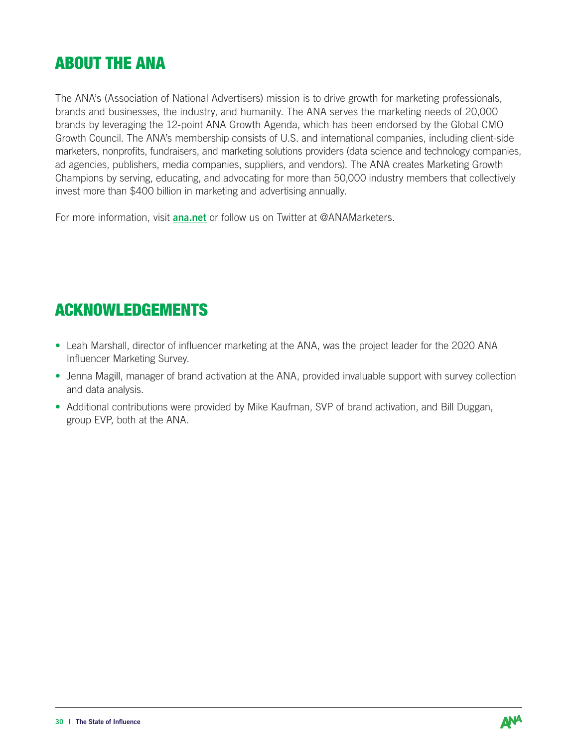## ABOUT THE ANA

The ANA's (Association of National Advertisers) mission is to drive growth for marketing professionals, brands and businesses, the industry, and humanity. The ANA serves the marketing needs of 20,000 brands by leveraging the 12-point ANA Growth Agenda, which has been endorsed by the Global CMO Growth Council. The ANA's membership consists of U.S. and international companies, including client-side marketers, nonprofits, fundraisers, and marketing solutions providers (data science and technology companies, ad agencies, publishers, media companies, suppliers, and vendors). The ANA creates Marketing Growth Champions by serving, educating, and advocating for more than 50,000 industry members that collectively invest more than $400 billion in marketing and advertising annually.

For more information, visit **ana.net** or follow us on Twitter at @ANAMarketers.

## ACKNOWLEDGEMENTS

- Leah Marshall, director of influencer marketing at the ANA, was the project leader for the 2020 ANA Influencer Marketing Survey.
- Jenna Magill, manager of brand activation at the ANA, provided invaluable support with survey collection and data analysis.
- Additional contributions were provided by Mike Kaufman, SVP of brand activation, and Bill Duggan, group EVP, both at the ANA.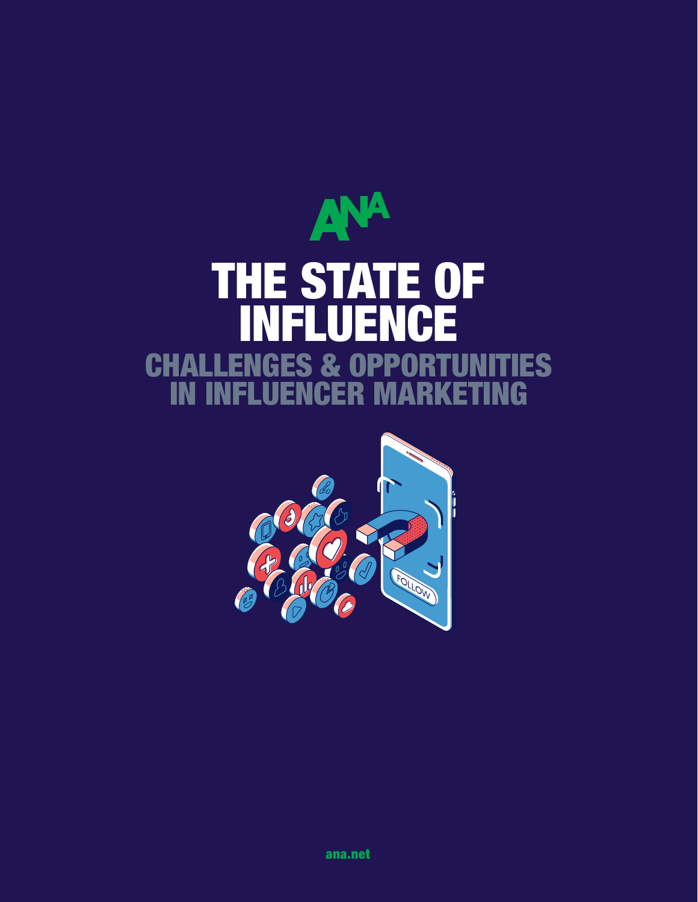ANA

# THE STATE OF INFLUENCE

## CHALLENGES & OPPORTUNITIES IN INFLUENCER MARKETING

ana.net